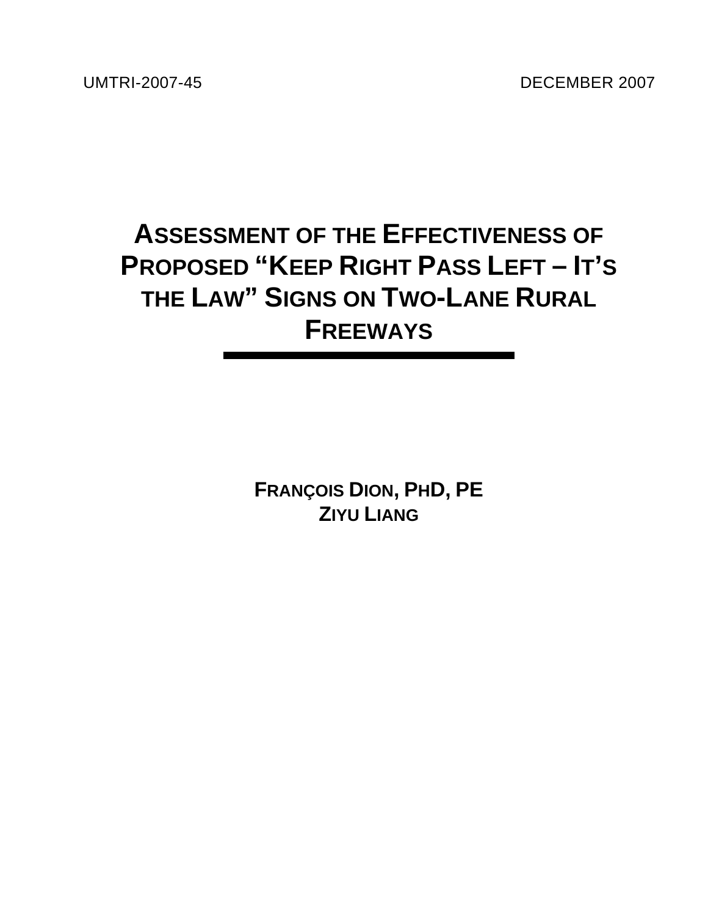UMTRI-2007-45 DECEMBER 2007

# ASSESSMENT OF THE EFFECTIVENESS OF PROPOSED "KEEP RIGHT PASS LEFT – IT'S THE LAW" SIGNS ON TWO-LANE RURAL FREEWAYS

**FRANÇOIS DION, PHD, PE**
**ZIYU LIANG**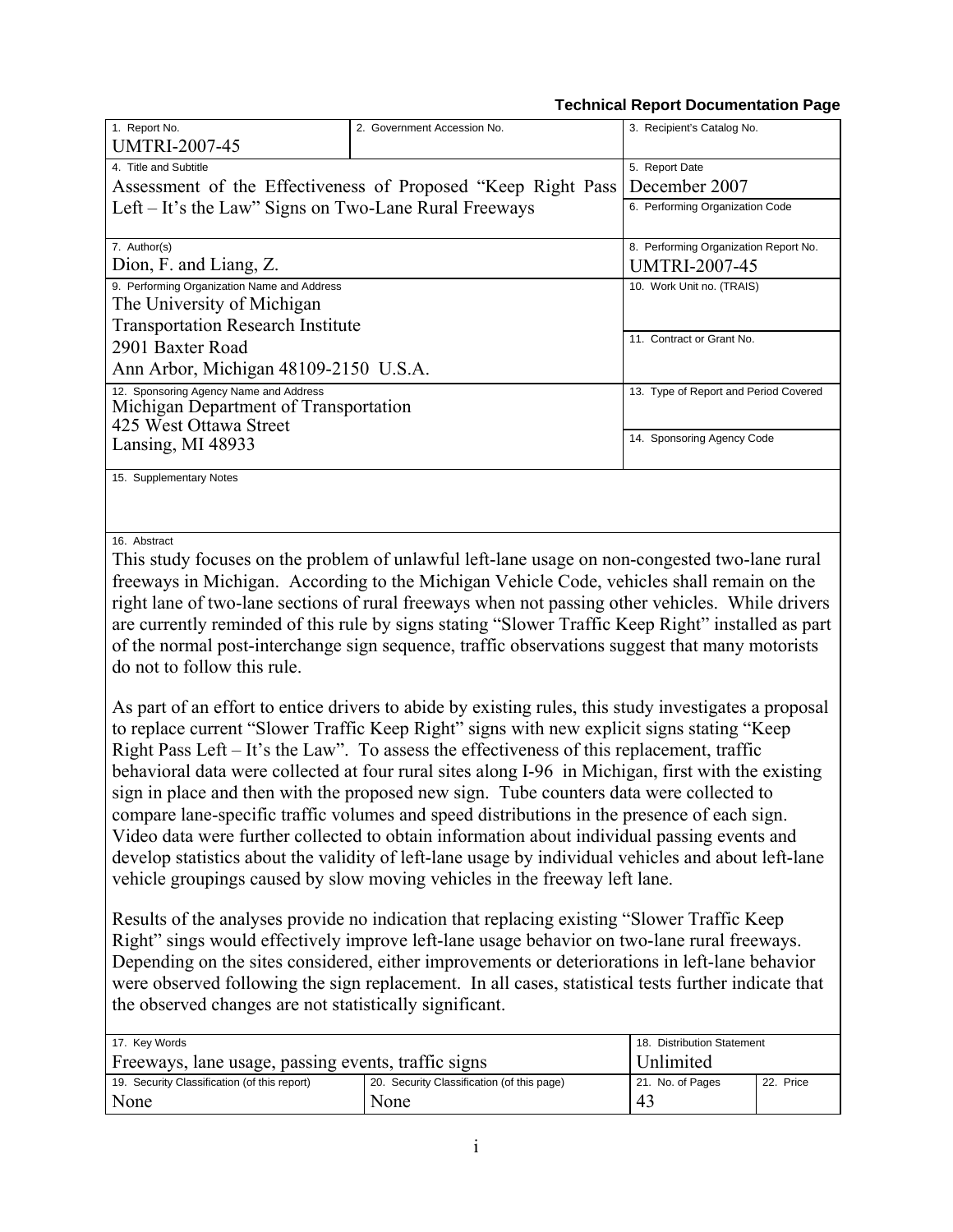**Technical Report Documentation Page**

| 1. Report No. | 2. Government Accession No. | 3. Recipient's Catalog No. |
|---|---|---|
| UMTRI-2007-45 | | |
| 4. Title and Subtitle<br>Assessment of the Effectiveness of Proposed "Keep Right Pass Left – It's the Law" Signs on Two-Lane Rural Freeways | | 5. Report Date<br>December 2007 |
| | | 6. Performing Organization Code |
| 7. Author(s)<br>Dion, F. and Liang, Z. | | 8. Performing Organization Report No.<br>UMTRI-2007-45 |
| 9. Performing Organization Name and Address<br>The University of Michigan<br>Transportation Research Institute<br>2901 Baxter Road<br>Ann Arbor, Michigan 48109-2150 U.S.A. | | 10. Work Unit no. (TRAIS) |
| | | 11. Contract or Grant No. |
| 12. Sponsoring Agency Name and Address<br>Michigan Department of Transportation<br>425 West Ottawa Street<br>Lansing, MI 48933 | | 13. Type of Report and Period Covered |
| | | 14. Sponsoring Agency Code |

15. Supplementary Notes

16. Abstract

This study focuses on the problem of unlawful left-lane usage on non-congested two-lane rural freeways in Michigan. According to the Michigan Vehicle Code, vehicles shall remain on the right lane of two-lane sections of rural freeways when not passing other vehicles. While drivers are currently reminded of this rule by signs stating "Slower Traffic Keep Right" installed as part of the normal post-interchange sign sequence, traffic observations suggest that many motorists do not to follow this rule.

As part of an effort to entice drivers to abide by existing rules, this study investigates a proposal to replace current "Slower Traffic Keep Right" signs with new explicit signs stating "Keep Right Pass Left – It's the Law". To assess the effectiveness of this replacement, traffic behavioral data were collected at four rural sites along I-96 in Michigan, first with the existing sign in place and then with the proposed new sign. Tube counters data were collected to compare lane-specific traffic volumes and speed distributions in the presence of each sign. Video data were further collected to obtain information about individual passing events and develop statistics about the validity of left-lane usage by individual vehicles and about left-lane vehicle groupings caused by slow moving vehicles in the freeway left lane.

Results of the analyses provide no indication that replacing existing "Slower Traffic Keep Right" sings would effectively improve left-lane usage behavior on two-lane rural freeways. Depending on the sites considered, either improvements or deteriorations in left-lane behavior were observed following the sign replacement. In all cases, statistical tests further indicate that the observed changes are not statistically significant.

| 17. Key Words | | 18. Distribution Statement | |
|---|---|---|---|
| Freeways, lane usage, passing events, traffic signs | | Unlimited | |
| 19. Security Classification (of this report) | 20. Security Classification (of this page) | 21. No. of Pages | 22. Price |
| None | None | 43 | |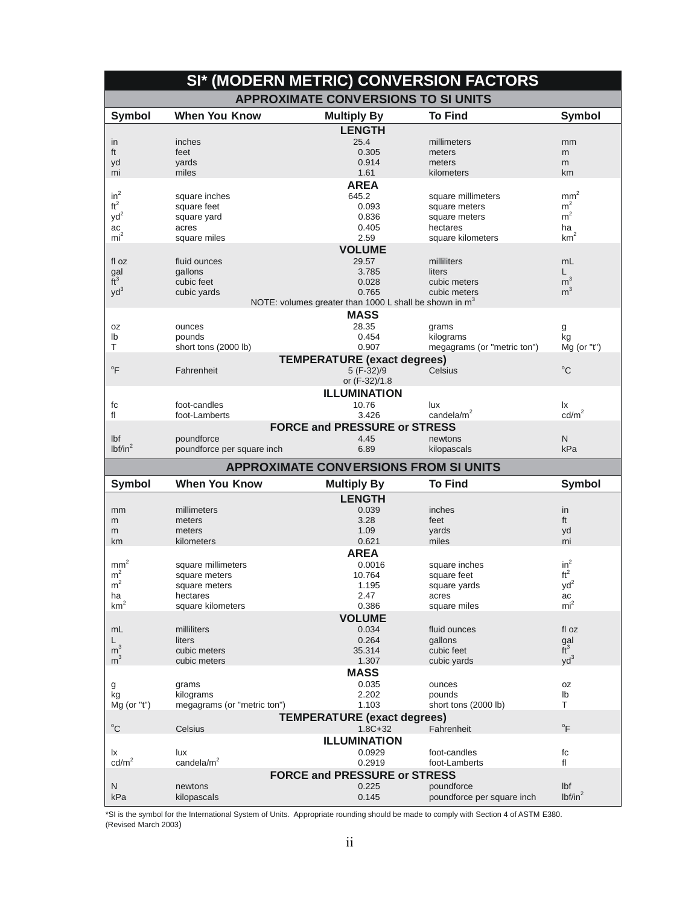# SI* (MODERN METRIC) CONVERSION FACTORS

## APPROXIMATE CONVERSIONS TO SI UNITS

| Symbol | When You Know | Multiply By | To Find | Symbol |
|---|---|---|---|---|
| | | **LENGTH** | | |
| in | inches | 25.4 | millimeters | mm |
| ft | feet | 0.305 | meters | m |
| yd | yards | 0.914 | meters | m |
| mi | miles | 1.61 | kilometers | km |
| | | **AREA** | | |
| $in^2$ | square inches | 645.2 | square millimeters | $mm^2$ |
| $ft^2$ | square feet | 0.093 | square meters | $m^2$ |
| $yd^2$ | square yard | 0.836 | square meters | $m^2$ |
| ac | acres | 0.405 | hectares | ha |
| $mi^2$ | square miles | 2.59 | square kilometers | $km^2$ |
| | | **VOLUME** | | |
| fl oz | fluid ounces | 29.57 | milliliters | mL |
| gal | gallons | 3.785 | liters | L |
| $ft^3$ | cubic feet | 0.028 | cubic meters | $m^3$ |
| $yd^3$ | cubic yards | 0.765 | cubic meters | $m^3$ |
| | | NOTE: volumes greater than 1000 L shall be shown in $m^3$ | | |
| | | **MASS** | | |
| oz | ounces | 28.35 | grams | g |
| lb | pounds | 0.454 | kilograms | kg |
| T | short tons (2000 lb) | 0.907 | megagrams (or "metric ton") | Mg (or "t") |
| | | **TEMPERATURE (exact degrees)** | | |
| °F | Fahrenheit | 5 (F-32)/9 or (F-32)/1.8 | Celsius | °C |
| | | **ILLUMINATION** | | |
| fc | foot-candles | 10.76 | lux | lx |
| fl | foot-Lamberts | 3.426 | candela/$m^2$ | cd/$m^2$ |
| | | **FORCE and PRESSURE or STRESS** | | |
| lbf | poundforce | 4.45 | newtons | N |
| lbf/$in^2$ | poundforce per square inch | 6.89 | kilopascals | kPa |

## APPROXIMATE CONVERSIONS FROM SI UNITS

| Symbol | When You Know | Multiply By | To Find | Symbol |
|---|---|---|---|---|
| | | **LENGTH** | | |
| mm | millimeters | 0.039 | inches | in |
| m | meters | 3.28 | feet | ft |
| m | meters | 1.09 | yards | yd |
| km | kilometers | 0.621 | miles | mi |
| | | **AREA** | | |
| $mm^2$ | square millimeters | 0.0016 | square inches | $in^2$ |
| $m^2$ | square meters | 10.764 | square feet | $ft^2$ |
| $m^2$ | square meters | 1.195 | square yards | $yd^2$ |
| ha | hectares | 2.47 | acres | ac |
| $km^2$ | square kilometers | 0.386 | square miles | $mi^2$ |
| | | **VOLUME** | | |
| mL | milliliters | 0.034 | fluid ounces | fl oz |
| L | liters | 0.264 | gallons | gal |
| $m^3$ | cubic meters | 35.314 | cubic feet | $ft^3$ |
| $m^3$ | cubic meters | 1.307 | cubic yards | $yd^3$ |
| | | **MASS** | | |
| g | grams | 0.035 | ounces | oz |
| kg | kilograms | 2.202 | pounds | lb |
| Mg (or "t") | megagrams (or "metric ton") | 1.103 | short tons (2000 lb) | T |
| | | **TEMPERATURE (exact degrees)** | | |
| °C | Celsius | 1.8C+32 | Fahrenheit | °F |
| | | **ILLUMINATION** | | |
| lx | lux | 0.0929 | foot-candles | fc |
| cd/$m^2$ | candela/$m^2$ | 0.2919 | foot-Lamberts | fl |
| | | **FORCE and PRESSURE or STRESS** | | |
| N | newtons | 0.225 | poundforce | lbf |
| kPa | kilopascals | 0.145 | poundforce per square inch | lbf/$in^2$ |

*SI is the symbol for the International System of Units. Appropriate rounding should be made to comply with Section 4 of ASTM E380. (Revised March 2003)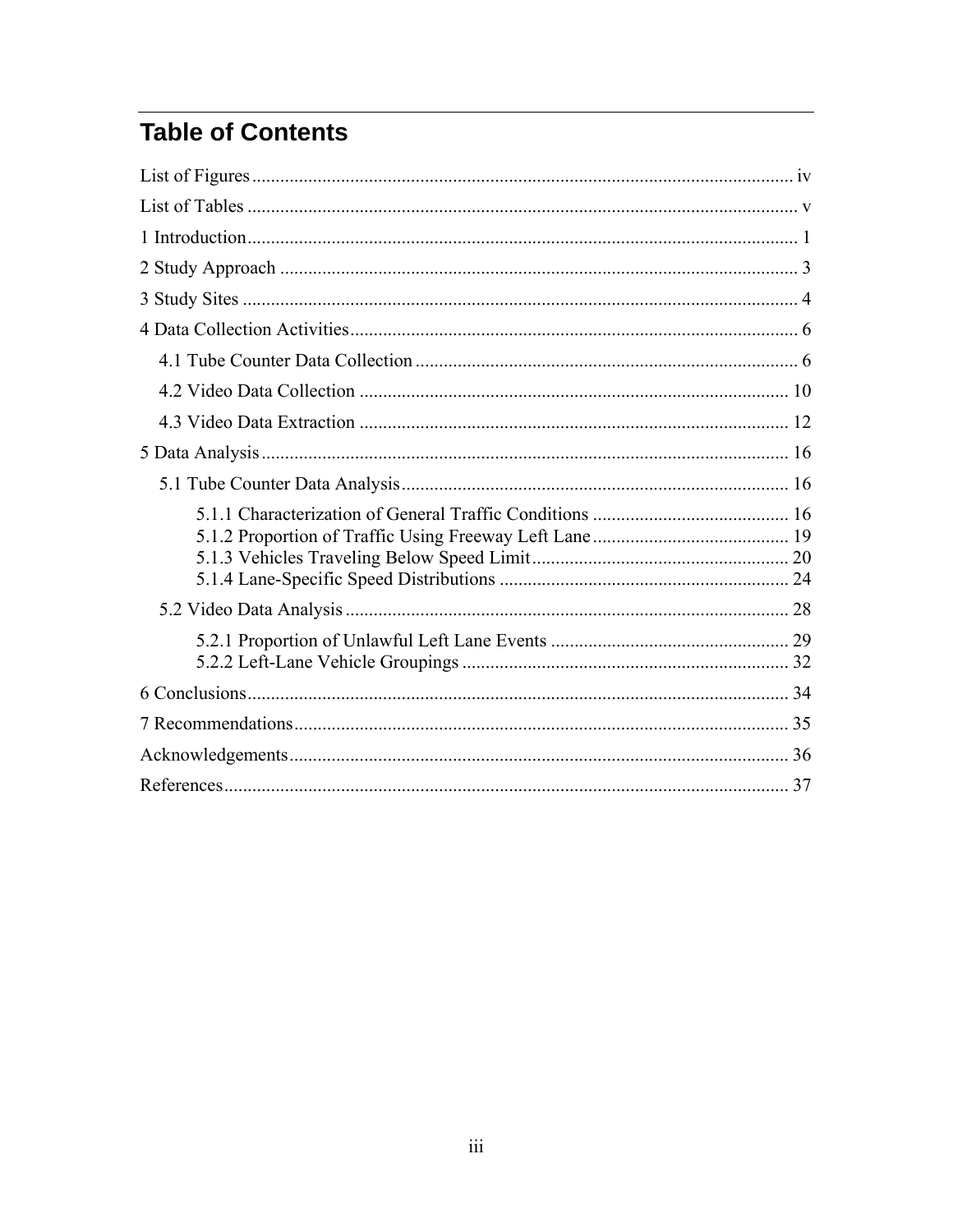# Table of Contents

List of Figures ..................................................................... iv

List of Tables ..................................................................... v

1 Introduction ..................................................................... 1

2 Study Approach ..................................................................... 3

3 Study Sites ..................................................................... 4

4 Data Collection Activities ..................................................................... 6

- 4.1 Tube Counter Data Collection ..................................................................... 6
- 4.2 Video Data Collection ..................................................................... 10
- 4.3 Video Data Extraction ..................................................................... 12

5 Data Analysis ..................................................................... 16

- 5.1 Tube Counter Data Analysis ..................................................................... 16
  - 5.1.1 Characterization of General Traffic Conditions ..................................................................... 16
  - 5.1.2 Proportion of Traffic Using Freeway Left Lane ..................................................................... 19
  - 5.1.3 Vehicles Traveling Below Speed Limit ..................................................................... 20
  - 5.1.4 Lane-Specific Speed Distributions ..................................................................... 24
- 5.2 Video Data Analysis ..................................................................... 28
  - 5.2.1 Proportion of Unlawful Left Lane Events ..................................................................... 29
  - 5.2.2 Left-Lane Vehicle Groupings ..................................................................... 32

6 Conclusions ..................................................................... 34

7 Recommendations ..................................................................... 35

Acknowledgements ..................................................................... 36

References ..................................................................... 37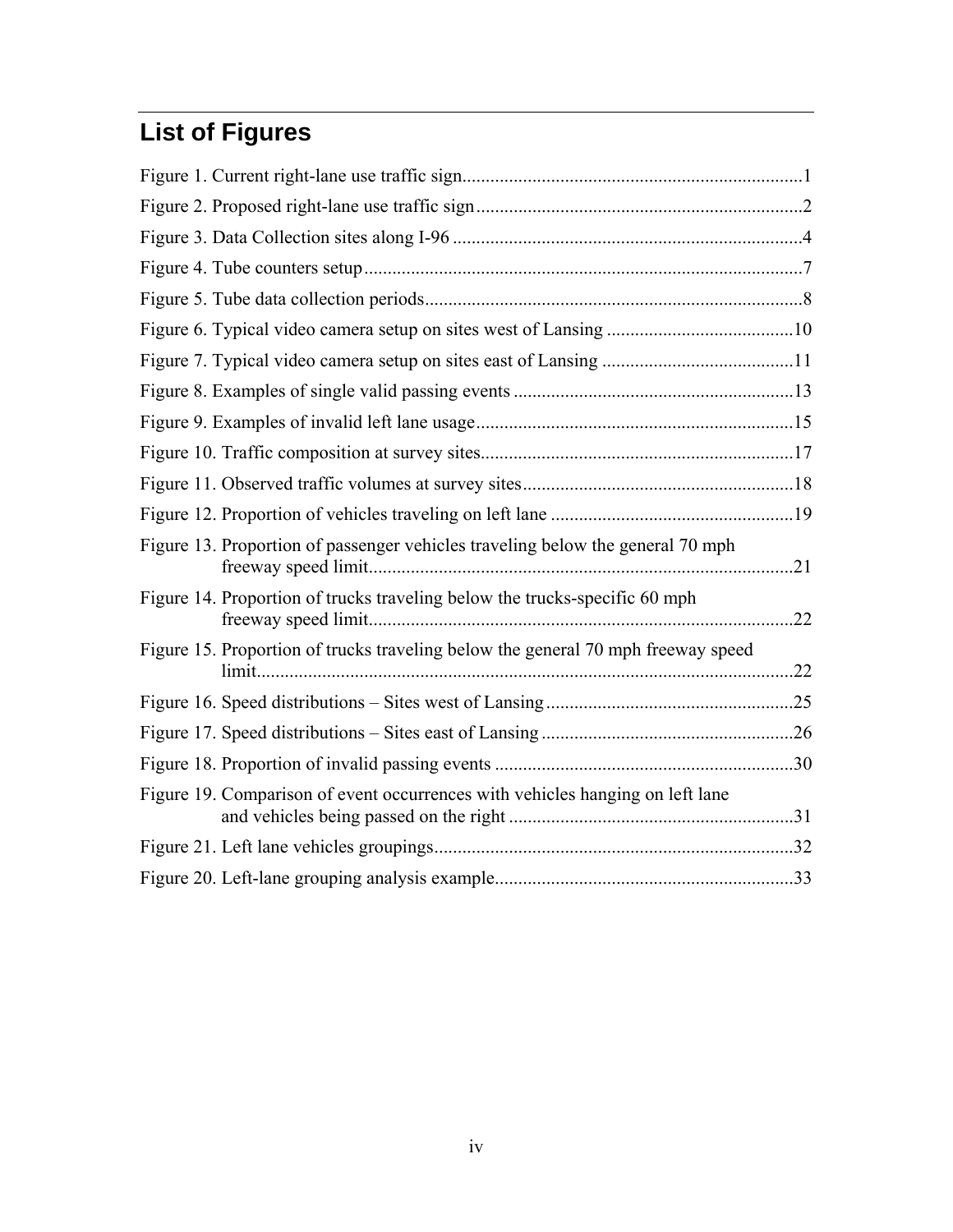# List of Figures

Figure 1. Current right-lane use traffic sign........................................................................1

Figure 2. Proposed right-lane use traffic sign.....................................................................2

Figure 3. Data Collection sites along I-96 ..........................................................................4

Figure 4. Tube counters setup.............................................................................................7

Figure 5. Tube data collection periods................................................................................8

Figure 6. Typical video camera setup on sites west of Lansing ........................................10

Figure 7. Typical video camera setup on sites east of Lansing .........................................11

Figure 8. Examples of single valid passing events ............................................................13

Figure 9. Examples of invalid left lane usage...................................................................15

Figure 10. Traffic composition at survey sites..................................................................17

Figure 11. Observed traffic volumes at survey sites..........................................................18

Figure 12. Proportion of vehicles traveling on left lane ...................................................19

Figure 13. Proportion of passenger vehicles traveling below the general 70 mph freeway speed limit..........................................................................................21

Figure 14. Proportion of trucks traveling below the trucks-specific 60 mph freeway speed limit..........................................................................................22

Figure 15. Proportion of trucks traveling below the general 70 mph freeway speed limit..................................................................................................................22

Figure 16. Speed distributions – Sites west of Lansing....................................................25

Figure 17. Speed distributions – Sites east of Lansing .....................................................26

Figure 18. Proportion of invalid passing events ...............................................................30

Figure 19. Comparison of event occurrences with vehicles hanging on left lane and vehicles being passed on the right ............................................................31

Figure 21. Left lane vehicles groupings............................................................................32

Figure 20. Left-lane grouping analysis example...............................................................33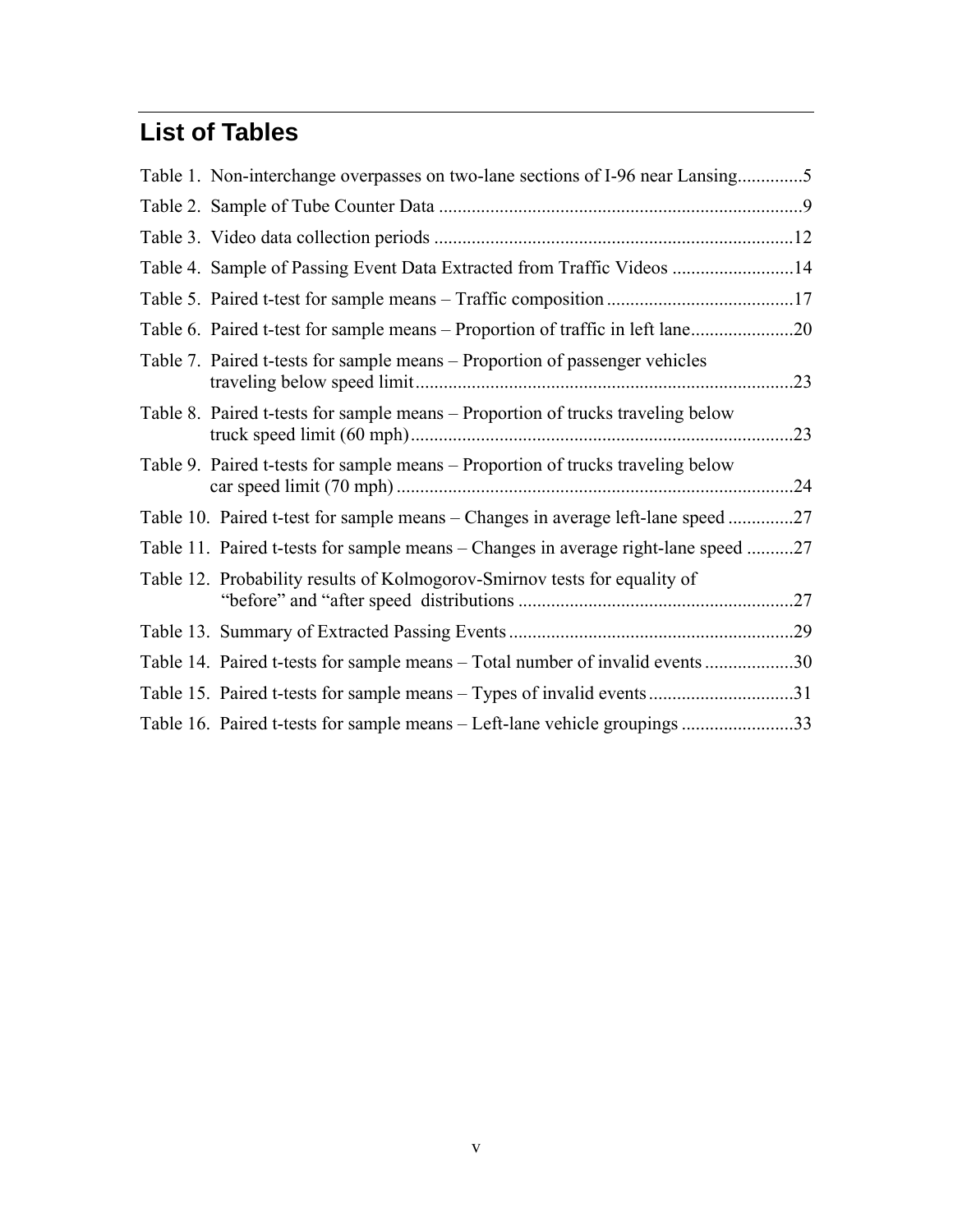## List of Tables

Table 1. Non-interchange overpasses on two-lane sections of I-96 near Lansing..............5

Table 2. Sample of Tube Counter Data ..............................................................................9

Table 3. Video data collection periods .............................................................................12

Table 4. Sample of Passing Event Data Extracted from Traffic Videos ..........................14

Table 5. Paired t-test for sample means – Traffic composition ........................................17

Table 6. Paired t-test for sample means – Proportion of traffic in left lane......................20

Table 7. Paired t-tests for sample means – Proportion of passenger vehicles traveling below speed limit.................................................................................23

Table 8. Paired t-tests for sample means – Proportion of trucks traveling below truck speed limit (60 mph)..................................................................................23

Table 9. Paired t-tests for sample means – Proportion of trucks traveling below car speed limit (70 mph) .....................................................................................24

Table 10. Paired t-test for sample means – Changes in average left-lane speed ..............27

Table 11. Paired t-tests for sample means – Changes in average right-lane speed ..........27

Table 12. Probability results of Kolmogorov-Smirnov tests for equality of “before” and “after speed distributions ...........................................................27

Table 13. Summary of Extracted Passing Events .............................................................29

Table 14. Paired t-tests for sample means – Total number of invalid events ...................30

Table 15. Paired t-tests for sample means – Types of invalid events...............................31

Table 16. Paired t-tests for sample means – Left-lane vehicle groupings ........................33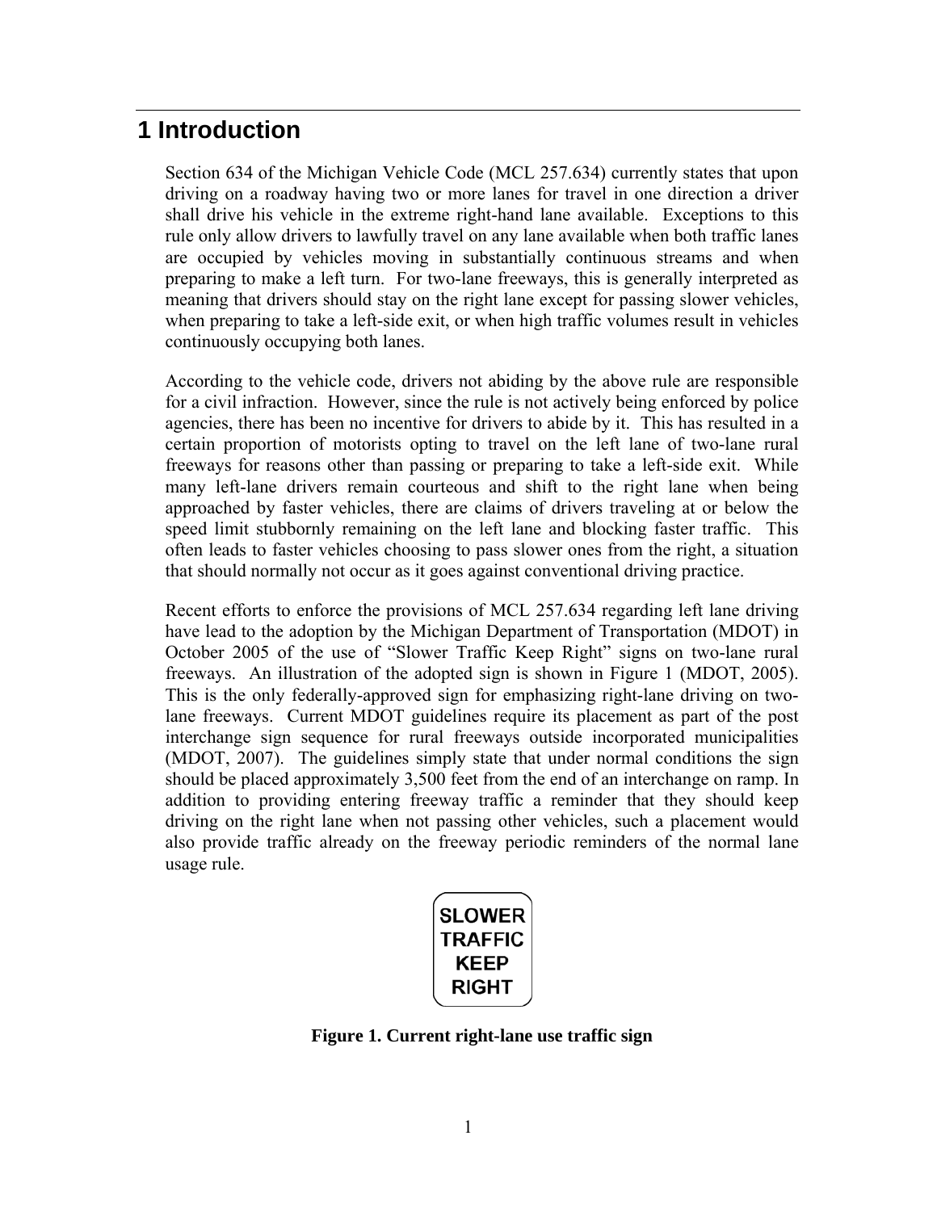# 1 Introduction

Section 634 of the Michigan Vehicle Code (MCL 257.634) currently states that upon driving on a roadway having two or more lanes for travel in one direction a driver shall drive his vehicle in the extreme right-hand lane available. Exceptions to this rule only allow drivers to lawfully travel on any lane available when both traffic lanes are occupied by vehicles moving in substantially continuous streams and when preparing to make a left turn. For two-lane freeways, this is generally interpreted as meaning that drivers should stay on the right lane except for passing slower vehicles, when preparing to take a left-side exit, or when high traffic volumes result in vehicles continuously occupying both lanes.

According to the vehicle code, drivers not abiding by the above rule are responsible for a civil infraction. However, since the rule is not actively being enforced by police agencies, there has been no incentive for drivers to abide by it. This has resulted in a certain proportion of motorists opting to travel on the left lane of two-lane rural freeways for reasons other than passing or preparing to take a left-side exit. While many left-lane drivers remain courteous and shift to the right lane when being approached by faster vehicles, there are claims of drivers traveling at or below the speed limit stubbornly remaining on the left lane and blocking faster traffic. This often leads to faster vehicles choosing to pass slower ones from the right, a situation that should normally not occur as it goes against conventional driving practice.

Recent efforts to enforce the provisions of MCL 257.634 regarding left lane driving have lead to the adoption by the Michigan Department of Transportation (MDOT) in October 2005 of the use of "Slower Traffic Keep Right" signs on two-lane rural freeways. An illustration of the adopted sign is shown in Figure 1 (MDOT, 2005). This is the only federally-approved sign for emphasizing right-lane driving on two-lane freeways. Current MDOT guidelines require its placement as part of the post interchange sign sequence for rural freeways outside incorporated municipalities (MDOT, 2007). The guidelines simply state that under normal conditions the sign should be placed approximately 3,500 feet from the end of an interchange on ramp. In addition to providing entering freeway traffic a reminder that they should keep driving on the right lane when not passing other vehicles, such a placement would also provide traffic already on the freeway periodic reminders of the normal lane usage rule.

SLOWER
TRAFFIC
KEEP
RIGHT

**Figure 1. Current right-lane use traffic sign**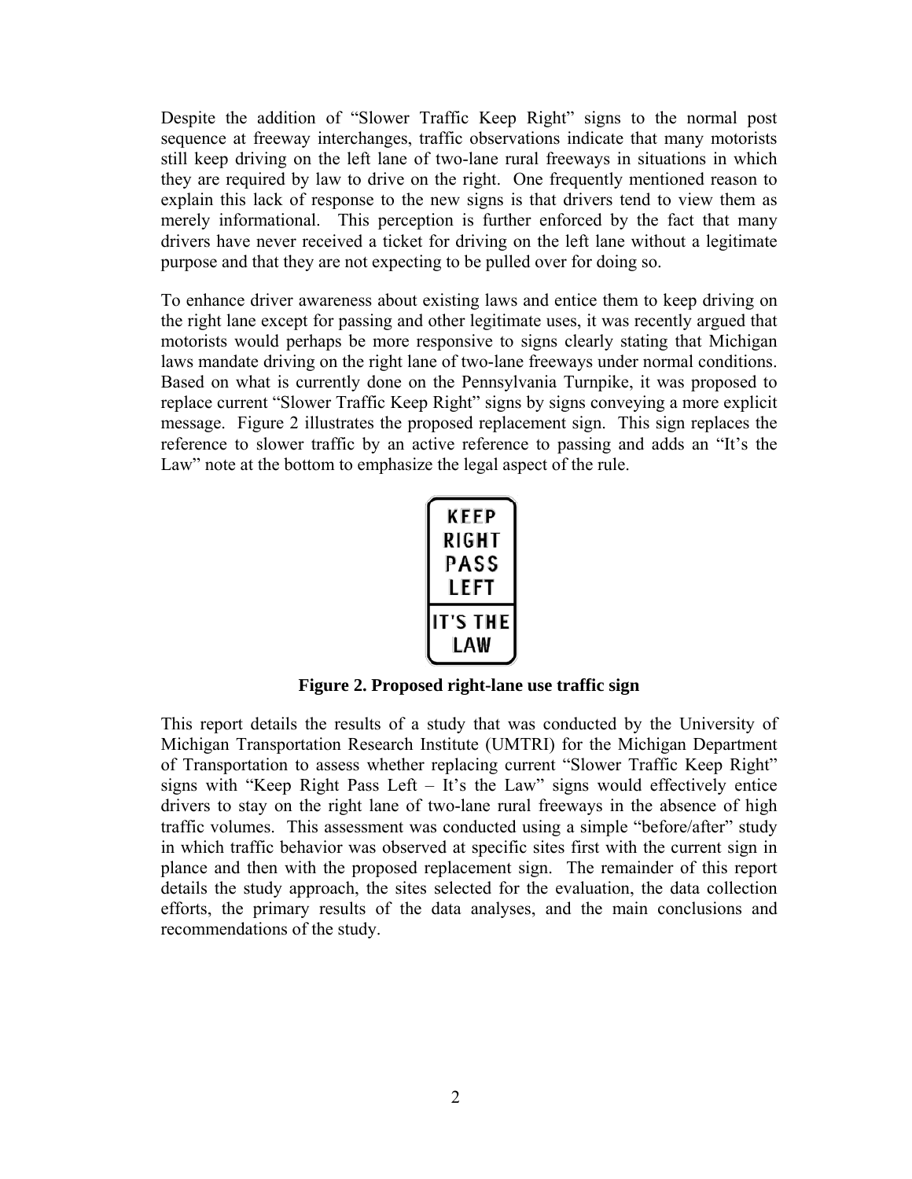Despite the addition of "Slower Traffic Keep Right" signs to the normal post sequence at freeway interchanges, traffic observations indicate that many motorists still keep driving on the left lane of two-lane rural freeways in situations in which they are required by law to drive on the right. One frequently mentioned reason to explain this lack of response to the new signs is that drivers tend to view them as merely informational. This perception is further enforced by the fact that many drivers have never received a ticket for driving on the left lane without a legitimate purpose and that they are not expecting to be pulled over for doing so.

To enhance driver awareness about existing laws and entice them to keep driving on the right lane except for passing and other legitimate uses, it was recently argued that motorists would perhaps be more responsive to signs clearly stating that Michigan laws mandate driving on the right lane of two-lane freeways under normal conditions. Based on what is currently done on the Pennsylvania Turnpike, it was proposed to replace current "Slower Traffic Keep Right" signs by signs conveying a more explicit message. Figure 2 illustrates the proposed replacement sign. This sign replaces the reference to slower traffic by an active reference to passing and adds an "It's the Law" note at the bottom to emphasize the legal aspect of the rule.

KEEP
RIGHT
PASS
LEFT

IT'S THE
LAW

**Figure 2. Proposed right-lane use traffic sign**

This report details the results of a study that was conducted by the University of Michigan Transportation Research Institute (UMTRI) for the Michigan Department of Transportation to assess whether replacing current "Slower Traffic Keep Right" signs with "Keep Right Pass Left – It's the Law" signs would effectively entice drivers to stay on the right lane of two-lane rural freeways in the absence of high traffic volumes. This assessment was conducted using a simple "before/after" study in which traffic behavior was observed at specific sites first with the current sign in plance and then with the proposed replacement sign. The remainder of this report details the study approach, the sites selected for the evaluation, the data collection efforts, the primary results of the data analyses, and the main conclusions and recommendations of the study.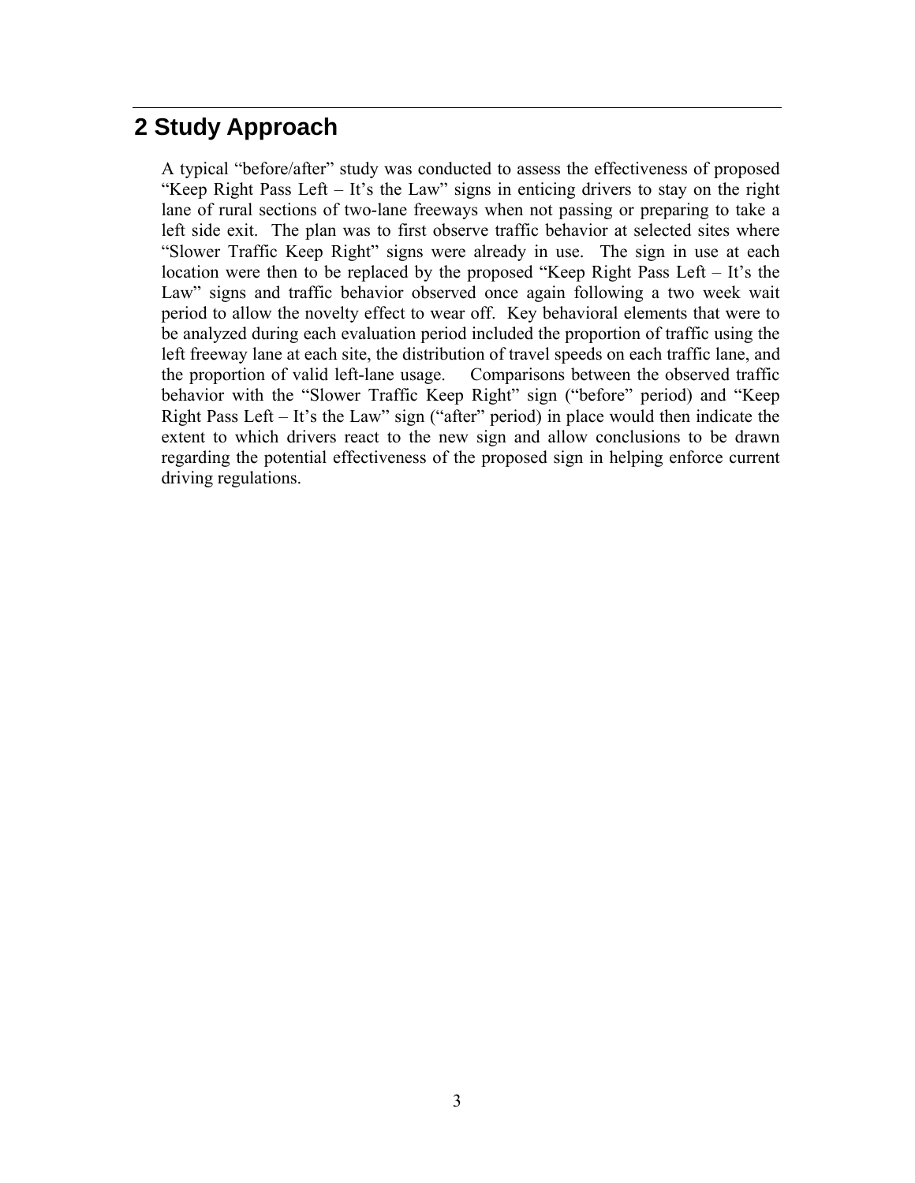## 2 Study Approach

A typical "before/after" study was conducted to assess the effectiveness of proposed "Keep Right Pass Left – It's the Law" signs in enticing drivers to stay on the right lane of rural sections of two-lane freeways when not passing or preparing to take a left side exit. The plan was to first observe traffic behavior at selected sites where "Slower Traffic Keep Right" signs were already in use. The sign in use at each location were then to be replaced by the proposed "Keep Right Pass Left – It's the Law" signs and traffic behavior observed once again following a two week wait period to allow the novelty effect to wear off. Key behavioral elements that were to be analyzed during each evaluation period included the proportion of traffic using the left freeway lane at each site, the distribution of travel speeds on each traffic lane, and the proportion of valid left-lane usage. Comparisons between the observed traffic behavior with the "Slower Traffic Keep Right" sign ("before" period) and "Keep Right Pass Left – It's the Law" sign ("after" period) in place would then indicate the extent to which drivers react to the new sign and allow conclusions to be drawn regarding the potential effectiveness of the proposed sign in helping enforce current driving regulations.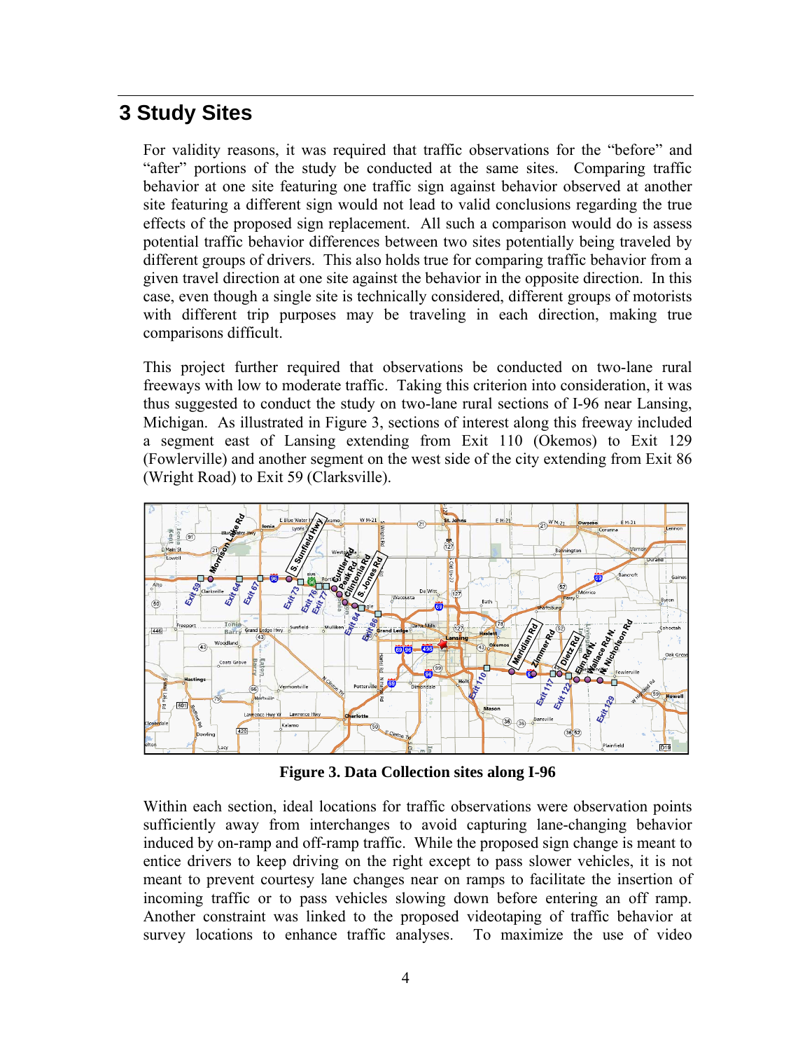# 3 Study Sites

For validity reasons, it was required that traffic observations for the "before" and "after" portions of the study be conducted at the same sites. Comparing traffic behavior at one site featuring one traffic sign against behavior observed at another site featuring a different sign would not lead to valid conclusions regarding the true effects of the proposed sign replacement. All such a comparison would do is assess potential traffic behavior differences between two sites potentially being traveled by different groups of drivers. This also holds true for comparing traffic behavior from a given travel direction at one site against the behavior in the opposite direction. In this case, even though a single site is technically considered, different groups of motorists with different trip purposes may be traveling in each direction, making true comparisons difficult.

This project further required that observations be conducted on two-lane rural freeways with low to moderate traffic. Taking this criterion into consideration, it was thus suggested to conduct the study on two-lane rural sections of I-96 near Lansing, Michigan. As illustrated in Figure 3, sections of interest along this freeway included a segment east of Lansing extending from Exit 110 (Okemos) to Exit 129 (Fowlerville) and another segment on the west side of the city extending from Exit 86 (Wright Road) to Exit 59 (Clarksville).

**Figure 3. Data Collection sites along I-96**

Within each section, ideal locations for traffic observations were observation points sufficiently away from interchanges to avoid capturing lane-changing behavior induced by on-ramp and off-ramp traffic. While the proposed sign change is meant to entice drivers to keep driving on the right except to pass slower vehicles, it is not meant to prevent courtesy lane changes near on ramps to facilitate the insertion of incoming traffic or to pass vehicles slowing down before entering an off ramp. Another constraint was linked to the proposed videotaping of traffic behavior at survey locations to enhance traffic analyses. To maximize the use of video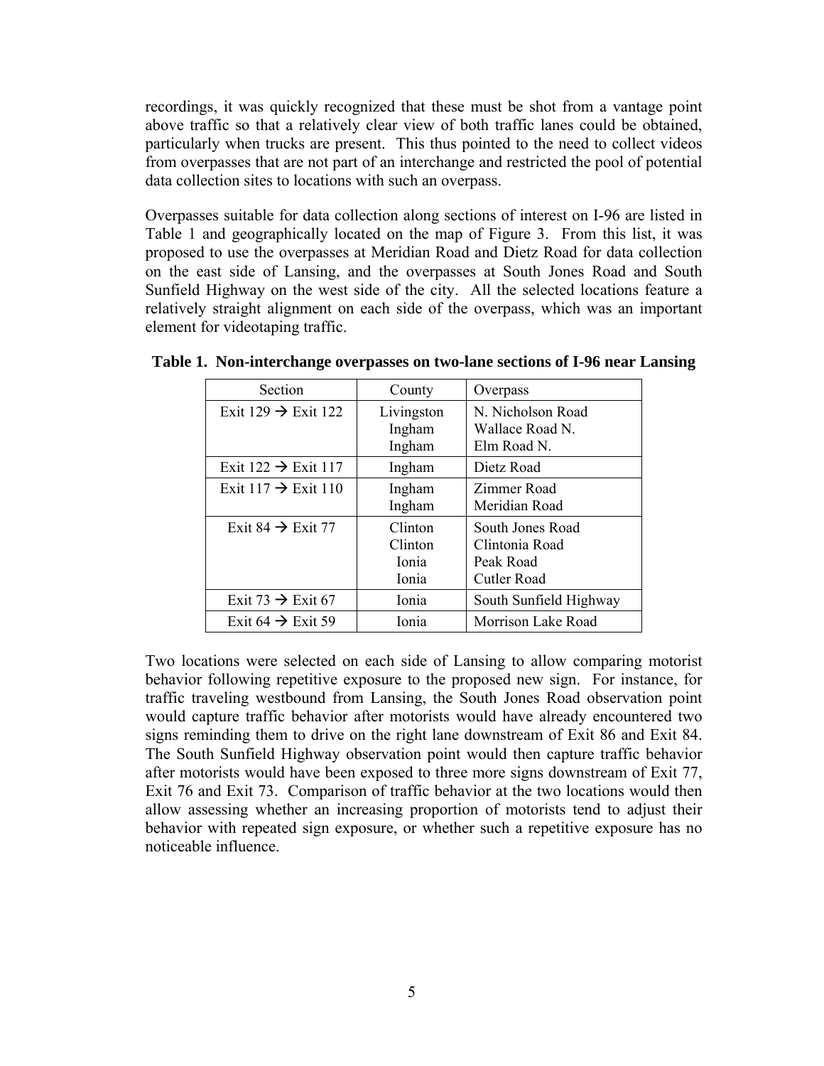recordings, it was quickly recognized that these must be shot from a vantage point above traffic so that a relatively clear view of both traffic lanes could be obtained, particularly when trucks are present. This thus pointed to the need to collect videos from overpasses that are not part of an interchange and restricted the pool of potential data collection sites to locations with such an overpass.

Overpasses suitable for data collection along sections of interest on I-96 are listed in Table 1 and geographically located on the map of Figure 3. From this list, it was proposed to use the overpasses at Meridian Road and Dietz Road for data collection on the east side of Lansing, and the overpasses at South Jones Road and South Sunfield Highway on the west side of the city. All the selected locations feature a relatively straight alignment on each side of the overpass, which was an important element for videotaping traffic.

**Table 1. Non-interchange overpasses on two-lane sections of I-96 near Lansing**

| Section | County | Overpass |
|---|---|---|
| Exit 129 → Exit 122 | Livingston<br>Ingham<br>Ingham | N. Nicholson Road<br>Wallace Road N.<br>Elm Road N. |
| Exit 122 → Exit 117 | Ingham | Dietz Road |
| Exit 117 → Exit 110 | Ingham<br>Ingham | Zimmer Road<br>Meridian Road |
| Exit 84 → Exit 77 | Clinton<br>Clinton<br>Ionia<br>Ionia | South Jones Road<br>Clintonia Road<br>Peak Road<br>Cutler Road |
| Exit 73 → Exit 67 | Ionia | South Sunfield Highway |
| Exit 64 → Exit 59 | Ionia | Morrison Lake Road |

Two locations were selected on each side of Lansing to allow comparing motorist behavior following repetitive exposure to the proposed new sign. For instance, for traffic traveling westbound from Lansing, the South Jones Road observation point would capture traffic behavior after motorists would have already encountered two signs reminding them to drive on the right lane downstream of Exit 86 and Exit 84. The South Sunfield Highway observation point would then capture traffic behavior after motorists would have been exposed to three more signs downstream of Exit 77, Exit 76 and Exit 73. Comparison of traffic behavior at the two locations would then allow assessing whether an increasing proportion of motorists tend to adjust their behavior with repeated sign exposure, or whether such a repetitive exposure has no noticeable influence.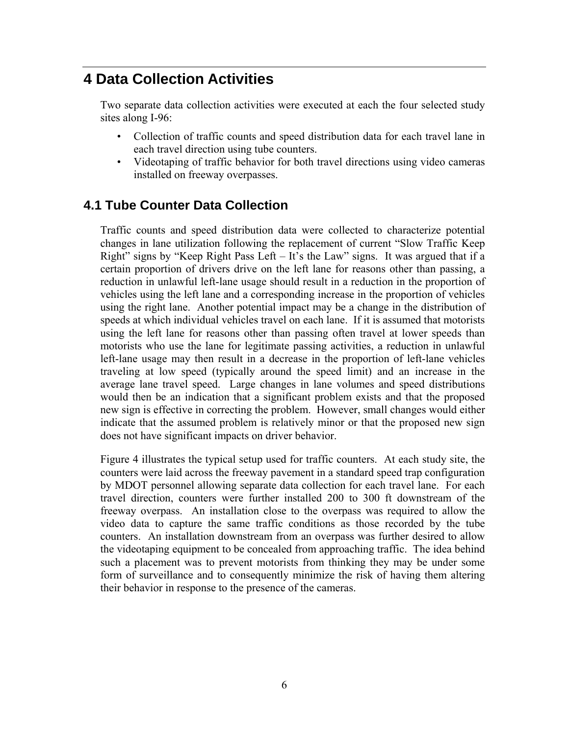# 4 Data Collection Activities

Two separate data collection activities were executed at each the four selected study sites along I-96:

- Collection of traffic counts and speed distribution data for each travel lane in each travel direction using tube counters.
- Videotaping of traffic behavior for both travel directions using video cameras installed on freeway overpasses.

## 4.1 Tube Counter Data Collection

Traffic counts and speed distribution data were collected to characterize potential changes in lane utilization following the replacement of current "Slow Traffic Keep Right" signs by "Keep Right Pass Left – It's the Law" signs. It was argued that if a certain proportion of drivers drive on the left lane for reasons other than passing, a reduction in unlawful left-lane usage should result in a reduction in the proportion of vehicles using the left lane and a corresponding increase in the proportion of vehicles using the right lane. Another potential impact may be a change in the distribution of speeds at which individual vehicles travel on each lane. If it is assumed that motorists using the left lane for reasons other than passing often travel at lower speeds than motorists who use the lane for legitimate passing activities, a reduction in unlawful left-lane usage may then result in a decrease in the proportion of left-lane vehicles traveling at low speed (typically around the speed limit) and an increase in the average lane travel speed. Large changes in lane volumes and speed distributions would then be an indication that a significant problem exists and that the proposed new sign is effective in correcting the problem. However, small changes would either indicate that the assumed problem is relatively minor or that the proposed new sign does not have significant impacts on driver behavior.

Figure 4 illustrates the typical setup used for traffic counters. At each study site, the counters were laid across the freeway pavement in a standard speed trap configuration by MDOT personnel allowing separate data collection for each travel lane. For each travel direction, counters were further installed 200 to 300 ft downstream of the freeway overpass. An installation close to the overpass was required to allow the video data to capture the same traffic conditions as those recorded by the tube counters. An installation downstream from an overpass was further desired to allow the videotaping equipment to be concealed from approaching traffic. The idea behind such a placement was to prevent motorists from thinking they may be under some form of surveillance and to consequently minimize the risk of having them altering their behavior in response to the presence of the cameras.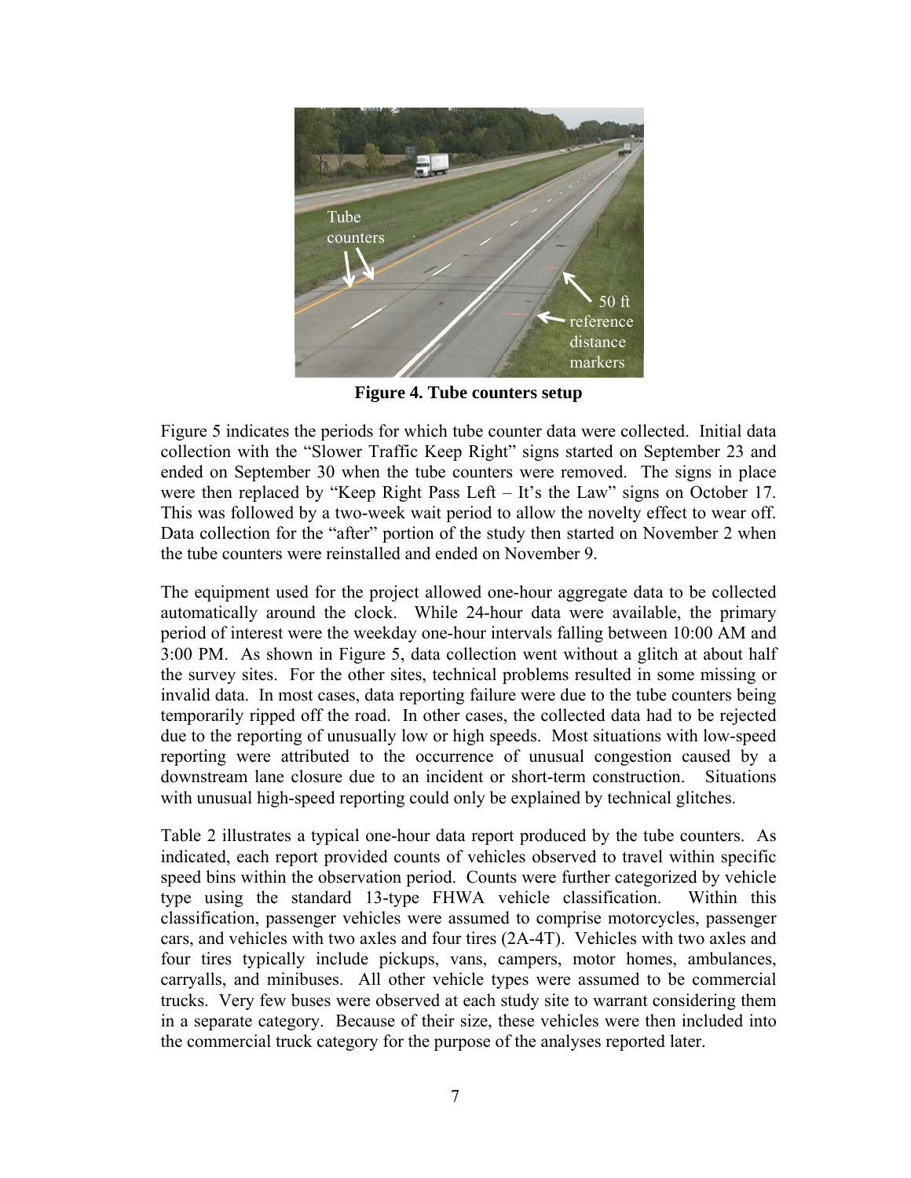**Figure 4. Tube counters setup**

Figure 5 indicates the periods for which tube counter data were collected. Initial data collection with the "Slower Traffic Keep Right" signs started on September 23 and ended on September 30 when the tube counters were removed. The signs in place were then replaced by "Keep Right Pass Left – It's the Law" signs on October 17. This was followed by a two-week wait period to allow the novelty effect to wear off. Data collection for the "after" portion of the study then started on November 2 when the tube counters were reinstalled and ended on November 9.

The equipment used for the project allowed one-hour aggregate data to be collected automatically around the clock. While 24-hour data were available, the primary period of interest were the weekday one-hour intervals falling between 10:00 AM and 3:00 PM. As shown in Figure 5, data collection went without a glitch at about half the survey sites. For the other sites, technical problems resulted in some missing or invalid data. In most cases, data reporting failure were due to the tube counters being temporarily ripped off the road. In other cases, the collected data had to be rejected due to the reporting of unusually low or high speeds. Most situations with low-speed reporting were attributed to the occurrence of unusual congestion caused by a downstream lane closure due to an incident or short-term construction. Situations with unusual high-speed reporting could only be explained by technical glitches.

Table 2 illustrates a typical one-hour data report produced by the tube counters. As indicated, each report provided counts of vehicles observed to travel within specific speed bins within the observation period. Counts were further categorized by vehicle type using the standard 13-type FHWA vehicle classification. Within this classification, passenger vehicles were assumed to comprise motorcycles, passenger cars, and vehicles with two axles and four tires (2A-4T). Vehicles with two axles and four tires typically include pickups, vans, campers, motor homes, ambulances, carryalls, and minibuses. All other vehicle types were assumed to be commercial trucks. Very few buses were observed at each study site to warrant considering them in a separate category. Because of their size, these vehicles were then included into the commercial truck category for the purpose of the analyses reported later.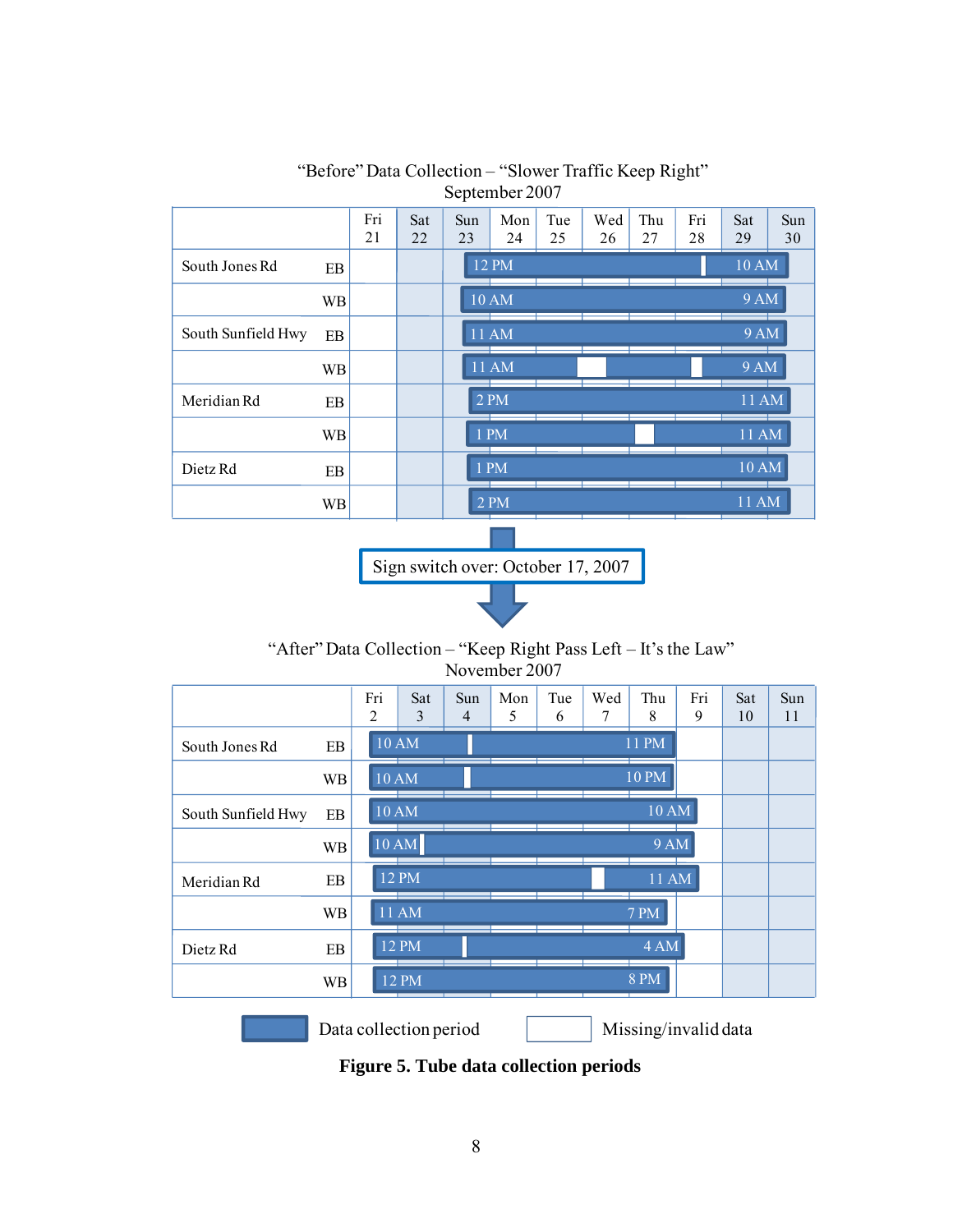“Before” Data Collection – “Slower Traffic Keep Right”
September 2007

| | | Fri 21 | Sat 22 | Sun 23 | Mon 24 | Tue 25 | Wed 26 | Thu 27 | Fri 28 | Sat 29 | Sun 30 |
|---|---|---|---|---|---|---|---|---|---|---|---|
| South Jones Rd | EB | | | 12 PM | | | | | | 10 AM | |
| | WB | | | 10 AM | | | | | | 9 AM | |
| South Sunfield Hwy | EB | | | 11 AM | | | | | | 9 AM | |
| | WB | | | 11 AM | | | | | | 9 AM | |
| Meridian Rd | EB | | | 2 PM | | | | | | | 11 AM |
| | WB | | | 1 PM | | | | | | | 11 AM |
| Dietz Rd | EB | | | 1 PM | | | | | | 10 AM | |
| | WB | | | 2 PM | | | | | | | 11 AM |

Sign switch over: October 17, 2007

“After” Data Collection – “Keep Right Pass Left – It’s the Law”
November 2007

| | | Fri 2 | Sat 3 | Sun 4 | Mon 5 | Tue 6 | Wed 7 | Thu 8 | Fri 9 | Sat 10 | Sun 11 |
|---|---|---|---|---|---|---|---|---|---|---|---|
| South Jones Rd | EB | 10 AM | | | | | | 11 PM | | | |
| | WB | 10 AM | | | | | | 10 PM | | | |
| South Sunfield Hwy | EB | 10 AM | | | | | | | 10 AM | | |
| | WB | 10 AM | | | | | | | 9 AM | | |
| Meridian Rd | EB | 12 PM | | | | | | | 11 AM | | |
| | WB | 11 AM | | | | | | 7 PM | | | |
| Dietz Rd | EB | 12 PM | | | | | | | 4 AM | | |
| | WB | 12 PM | | | | | | 8 PM | | | |

Data collection period | Missing/invalid data

**Figure 5. Tube data collection periods**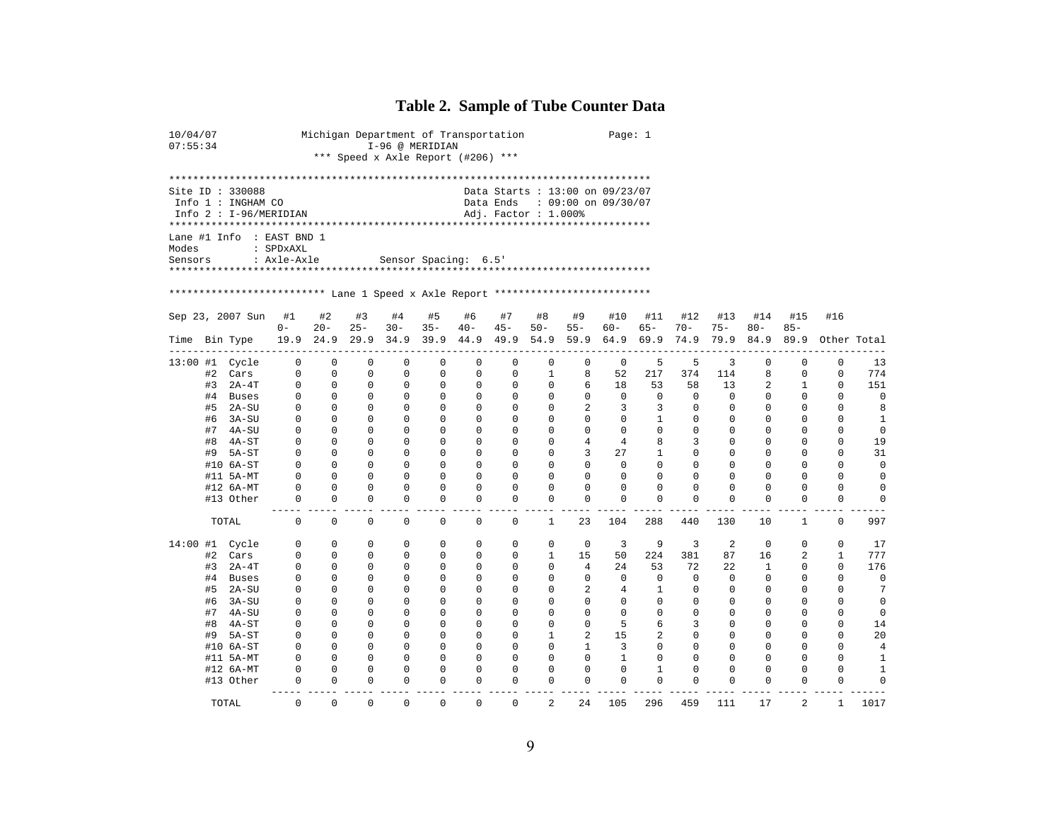**Table 2. Sample of Tube Counter Data**

```
10/04/07              Michigan Department of Transportation             Page: 1
07:55:34                          I-96 @ MERIDIAN
                         *** Speed x Axle Report (#206) ***

*******************************************************************************
Site ID : 330088                                    Data Starts : 13:00 on 09/23/07
 Info 1 : INGHAM CO                                 Data Ends   : 09:00 on 09/30/07
 Info 2 : I-96/MERIDIAN                             Adj. Factor : 1.000%
*******************************************************************************
Lane #1 Info  : EAST BND 1
Modes         : SPDxAXL
Sensors       : Axle-Axle          Sensor Spacing:  6.5'
*******************************************************************************

************************* Lane 1 Speed x Axle Report *************************
```

| Sep 23, 2007 Sun | | #1 | #2 | #3 | #4 | #5 | #6 | #7 | #8 | #9 | #10 | #11 | #12 | #13 | #14 | #15 | #16 | |
|---|---|---|---|---|---|---|---|---|---|---|---|---|---|---|---|---|---|---|
| | | 0- | 20- | 25- | 30- | 35- | 40- | 45- | 50- | 55- | 60- | 65- | 70- | 75- | 80- | 85- | | |
| Time | Bin Type | 19.9 | 24.9 | 29.9 | 34.9 | 39.9 | 44.9 | 49.9 | 54.9 | 59.9 | 64.9 | 69.9 | 74.9 | 79.9 | 84.9 | 89.9 | Other | Total |
| 13:00 | #1 Cycle | 0 | 0 | 0 | 0 | 0 | 0 | 0 | 0 | 0 | 0 | 5 | 5 | 3 | 0 | 0 | 0 | 13 |
| | #2 Cars | 0 | 0 | 0 | 0 | 0 | 0 | 0 | 1 | 8 | 52 | 217 | 374 | 114 | 8 | 0 | 0 | 774 |
| | #3 2A-4T | 0 | 0 | 0 | 0 | 0 | 0 | 0 | 0 | 6 | 18 | 53 | 58 | 13 | 2 | 1 | 0 | 151 |
| | #4 Buses | 0 | 0 | 0 | 0 | 0 | 0 | 0 | 0 | 0 | 0 | 0 | 0 | 0 | 0 | 0 | 0 | 0 |
| | #5 2A-SU | 0 | 0 | 0 | 0 | 0 | 0 | 0 | 0 | 2 | 3 | 3 | 0 | 0 | 0 | 0 | 0 | 8 |
| | #6 3A-SU | 0 | 0 | 0 | 0 | 0 | 0 | 0 | 0 | 0 | 0 | 1 | 0 | 0 | 0 | 0 | 0 | 1 |
| | #7 4A-SU | 0 | 0 | 0 | 0 | 0 | 0 | 0 | 0 | 0 | 0 | 0 | 0 | 0 | 0 | 0 | 0 | 0 |
| | #8 4A-ST | 0 | 0 | 0 | 0 | 0 | 0 | 0 | 0 | 4 | 4 | 8 | 3 | 0 | 0 | 0 | 0 | 19 |
| | #9 5A-ST | 0 | 0 | 0 | 0 | 0 | 0 | 0 | 0 | 3 | 27 | 1 | 0 | 0 | 0 | 0 | 0 | 31 |
| | #10 6A-ST | 0 | 0 | 0 | 0 | 0 | 0 | 0 | 0 | 0 | 0 | 0 | 0 | 0 | 0 | 0 | 0 | 0 |
| | #11 5A-MT | 0 | 0 | 0 | 0 | 0 | 0 | 0 | 0 | 0 | 0 | 0 | 0 | 0 | 0 | 0 | 0 | 0 |
| | #12 6A-MT | 0 | 0 | 0 | 0 | 0 | 0 | 0 | 0 | 0 | 0 | 0 | 0 | 0 | 0 | 0 | 0 | 0 |
| | #13 Other | 0 | 0 | 0 | 0 | 0 | 0 | 0 | 0 | 0 | 0 | 0 | 0 | 0 | 0 | 0 | 0 | 0 |
| | TOTAL | 0 | 0 | 0 | 0 | 0 | 0 | 0 | 1 | 23 | 104 | 288 | 440 | 130 | 10 | 1 | 0 | 997 |
| 14:00 | #1 Cycle | 0 | 0 | 0 | 0 | 0 | 0 | 0 | 0 | 0 | 3 | 9 | 3 | 2 | 0 | 0 | 0 | 17 |
| | #2 Cars | 0 | 0 | 0 | 0 | 0 | 0 | 0 | 1 | 15 | 50 | 224 | 381 | 87 | 16 | 2 | 1 | 777 |
| | #3 2A-4T | 0 | 0 | 0 | 0 | 0 | 0 | 0 | 0 | 4 | 24 | 53 | 72 | 22 | 1 | 0 | 0 | 176 |
| | #4 Buses | 0 | 0 | 0 | 0 | 0 | 0 | 0 | 0 | 0 | 0 | 0 | 0 | 0 | 0 | 0 | 0 | 0 |
| | #5 2A-SU | 0 | 0 | 0 | 0 | 0 | 0 | 0 | 0 | 2 | 4 | 1 | 0 | 0 | 0 | 0 | 0 | 7 |
| | #6 3A-SU | 0 | 0 | 0 | 0 | 0 | 0 | 0 | 0 | 0 | 0 | 0 | 0 | 0 | 0 | 0 | 0 | 0 |
| | #7 4A-SU | 0 | 0 | 0 | 0 | 0 | 0 | 0 | 0 | 0 | 0 | 0 | 0 | 0 | 0 | 0 | 0 | 0 |
| | #8 4A-ST | 0 | 0 | 0 | 0 | 0 | 0 | 0 | 0 | 0 | 5 | 6 | 3 | 0 | 0 | 0 | 0 | 14 |
| | #9 5A-ST | 0 | 0 | 0 | 0 | 0 | 0 | 0 | 1 | 2 | 15 | 2 | 0 | 0 | 0 | 0 | 0 | 20 |
| | #10 6A-ST | 0 | 0 | 0 | 0 | 0 | 0 | 0 | 0 | 1 | 3 | 0 | 0 | 0 | 0 | 0 | 0 | 4 |
| | #11 5A-MT | 0 | 0 | 0 | 0 | 0 | 0 | 0 | 0 | 0 | 1 | 0 | 0 | 0 | 0 | 0 | 0 | 1 |
| | #12 6A-MT | 0 | 0 | 0 | 0 | 0 | 0 | 0 | 0 | 0 | 0 | 1 | 0 | 0 | 0 | 0 | 0 | 1 |
| | #13 Other | 0 | 0 | 0 | 0 | 0 | 0 | 0 | 0 | 0 | 0 | 0 | 0 | 0 | 0 | 0 | 0 | 0 |
| | TOTAL | 0 | 0 | 0 | 0 | 0 | 0 | 0 | 2 | 24 | 105 | 296 | 459 | 111 | 17 | 2 | 1 | 1017 |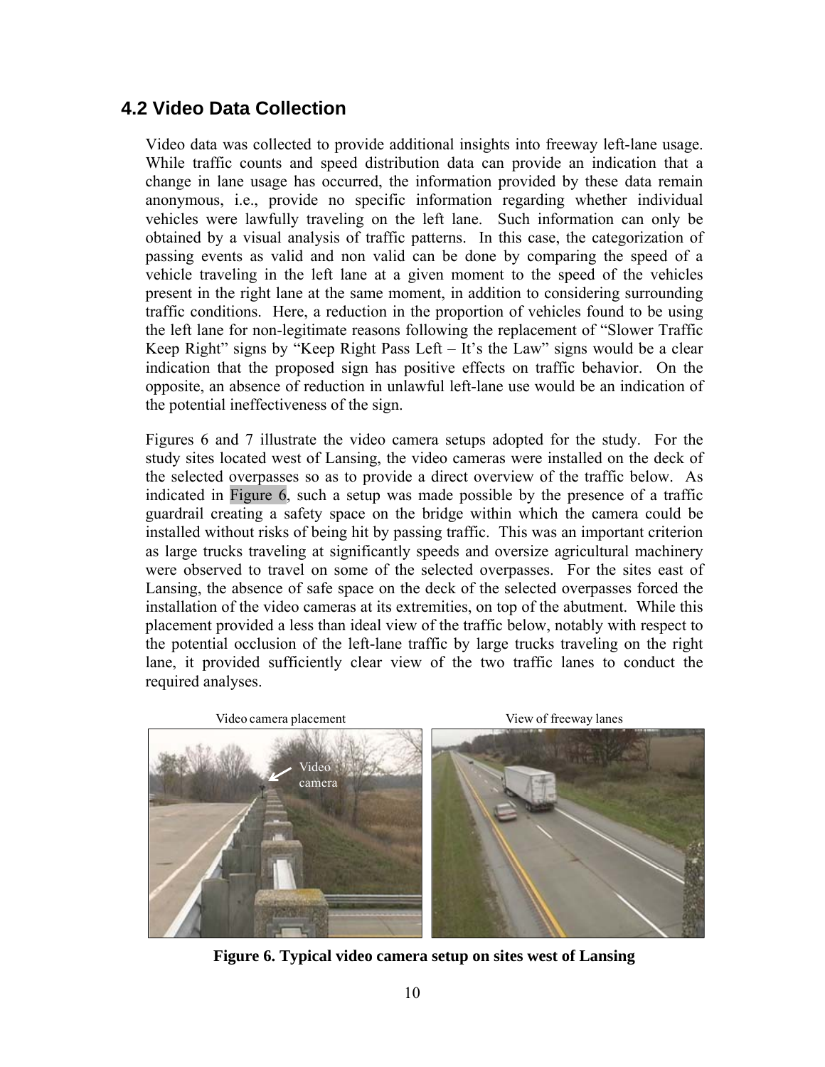## 4.2 Video Data Collection

Video data was collected to provide additional insights into freeway left-lane usage. While traffic counts and speed distribution data can provide an indication that a change in lane usage has occurred, the information provided by these data remain anonymous, i.e., provide no specific information regarding whether individual vehicles were lawfully traveling on the left lane. Such information can only be obtained by a visual analysis of traffic patterns. In this case, the categorization of passing events as valid and non valid can be done by comparing the speed of a vehicle traveling in the left lane at a given moment to the speed of the vehicles present in the right lane at the same moment, in addition to considering surrounding traffic conditions. Here, a reduction in the proportion of vehicles found to be using the left lane for non-legitimate reasons following the replacement of "Slower Traffic Keep Right" signs by "Keep Right Pass Left – It's the Law" signs would be a clear indication that the proposed sign has positive effects on traffic behavior. On the opposite, an absence of reduction in unlawful left-lane use would be an indication of the potential ineffectiveness of the sign.

Figures 6 and 7 illustrate the video camera setups adopted for the study. For the study sites located west of Lansing, the video cameras were installed on the deck of the selected overpasses so as to provide a direct overview of the traffic below. As indicated in Figure 6, such a setup was made possible by the presence of a traffic guardrail creating a safety space on the bridge within which the camera could be installed without risks of being hit by passing traffic. This was an important criterion as large trucks traveling at significantly speeds and oversize agricultural machinery were observed to travel on some of the selected overpasses. For the sites east of Lansing, the absence of safe space on the deck of the selected overpasses forced the installation of the video cameras at its extremities, on top of the abutment. While this placement provided a less than ideal view of the traffic below, notably with respect to the potential occlusion of the left-lane traffic by large trucks traveling on the right lane, it provided sufficiently clear view of the two traffic lanes to conduct the required analyses.

Video camera placement | View of freeway lanes

Video camera

**Figure 6. Typical video camera setup on sites west of Lansing**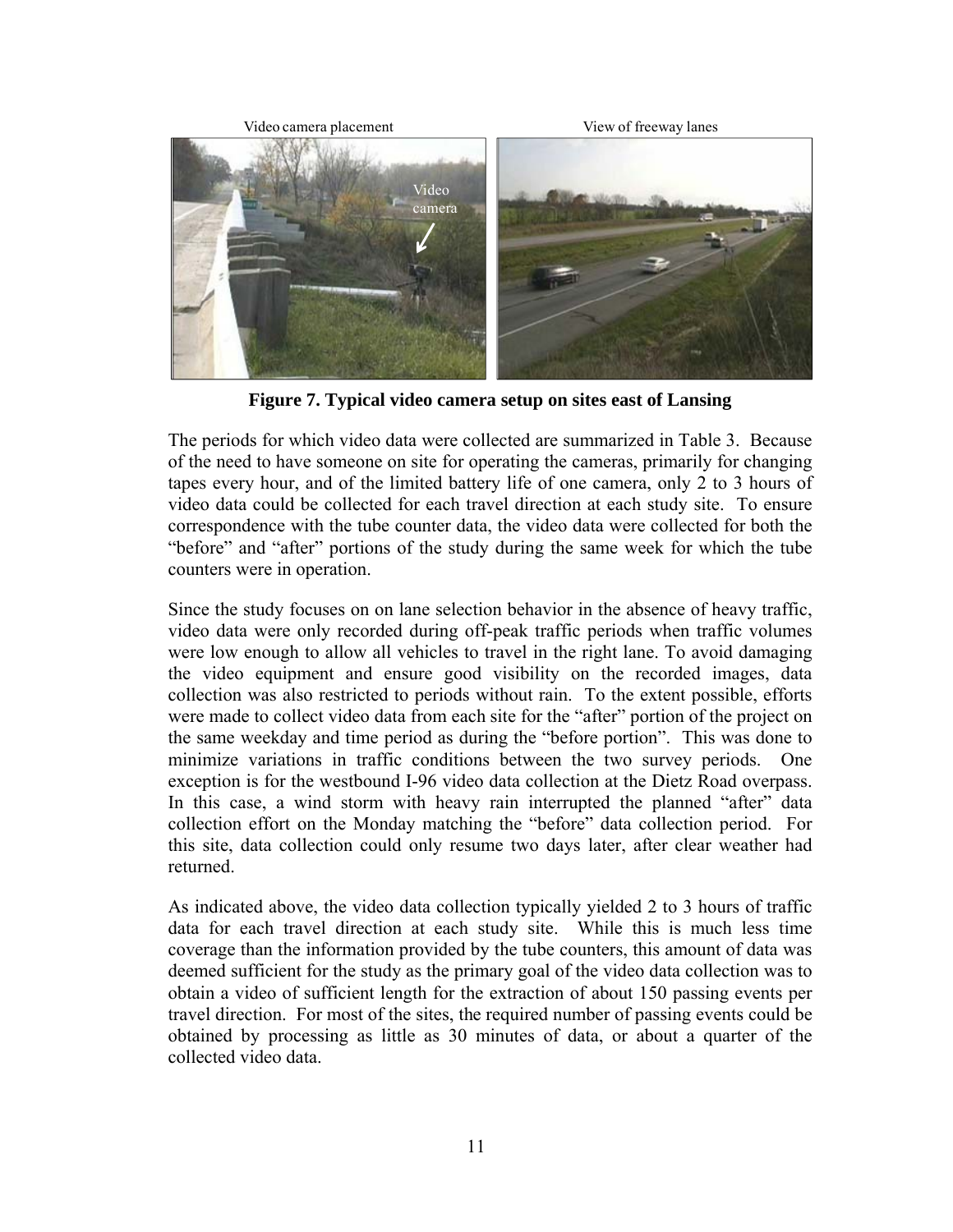Video camera placement

Video camera

View of freeway lanes

**Figure 7. Typical video camera setup on sites east of Lansing**

The periods for which video data were collected are summarized in Table 3. Because of the need to have someone on site for operating the cameras, primarily for changing tapes every hour, and of the limited battery life of one camera, only 2 to 3 hours of video data could be collected for each travel direction at each study site. To ensure correspondence with the tube counter data, the video data were collected for both the "before" and "after" portions of the study during the same week for which the tube counters were in operation.

Since the study focuses on on lane selection behavior in the absence of heavy traffic, video data were only recorded during off-peak traffic periods when traffic volumes were low enough to allow all vehicles to travel in the right lane. To avoid damaging the video equipment and ensure good visibility on the recorded images, data collection was also restricted to periods without rain. To the extent possible, efforts were made to collect video data from each site for the "after" portion of the project on the same weekday and time period as during the "before portion". This was done to minimize variations in traffic conditions between the two survey periods. One exception is for the westbound I-96 video data collection at the Dietz Road overpass. In this case, a wind storm with heavy rain interrupted the planned "after" data collection effort on the Monday matching the "before" data collection period. For this site, data collection could only resume two days later, after clear weather had returned.

As indicated above, the video data collection typically yielded 2 to 3 hours of traffic data for each travel direction at each study site. While this is much less time coverage than the information provided by the tube counters, this amount of data was deemed sufficient for the study as the primary goal of the video data collection was to obtain a video of sufficient length for the extraction of about 150 passing events per travel direction. For most of the sites, the required number of passing events could be obtained by processing as little as 30 minutes of data, or about a quarter of the collected video data.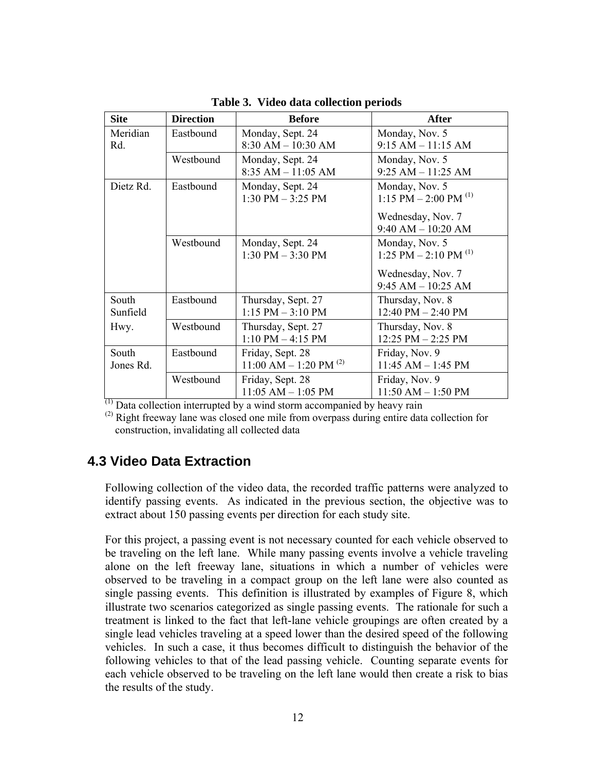**Table 3. Video data collection periods**

| Site | Direction | Before | After |
|---|---|---|---|
| Meridian Rd. | Eastbound | Monday, Sept. 24<br>8:30 AM – 10:30 AM | Monday, Nov. 5<br>9:15 AM – 11:15 AM |
| | Westbound | Monday, Sept. 24<br>8:35 AM – 11:05 AM | Monday, Nov. 5<br>9:25 AM – 11:25 AM |
| Dietz Rd. | Eastbound | Monday, Sept. 24<br>1:30 PM – 3:25 PM | Monday, Nov. 5<br>1:15 PM – 2:00 PM [(1)]<br>Wednesday, Nov. 7<br>9:40 AM – 10:20 AM |
| | Westbound | Monday, Sept. 24<br>1:30 PM – 3:30 PM | Monday, Nov. 5<br>1:25 PM – 2:10 PM [(1)]<br>Wednesday, Nov. 7<br>9:45 AM – 10:25 AM |
| South Sunfield Hwy. | Eastbound | Thursday, Sept. 27<br>1:15 PM – 3:10 PM | Thursday, Nov. 8<br>12:40 PM – 2:40 PM |
| | Westbound | Thursday, Sept. 27<br>1:10 PM – 4:15 PM | Thursday, Nov. 8<br>12:25 PM – 2:25 PM |
| South Jones Rd. | Eastbound | Friday, Sept. 28<br>11:00 AM – 1:20 PM [(2)] | Friday, Nov. 9<br>11:45 AM – 1:45 PM |
| | Westbound | Friday, Sept. 28<br>11:05 AM – 1:05 PM | Friday, Nov. 9<br>11:50 AM – 1:50 PM |

[(1)] Data collection interrupted by a wind storm accompanied by heavy rain
[(2)] Right freeway lane was closed one mile from overpass during entire data collection for construction, invalidating all collected data

## 4.3 Video Data Extraction

Following collection of the video data, the recorded traffic patterns were analyzed to identify passing events. As indicated in the previous section, the objective was to extract about 150 passing events per direction for each study site.

For this project, a passing event is not necessary counted for each vehicle observed to be traveling on the left lane. While many passing events involve a vehicle traveling alone on the left freeway lane, situations in which a number of vehicles were observed to be traveling in a compact group on the left lane were also counted as single passing events. This definition is illustrated by examples of Figure 8, which illustrate two scenarios categorized as single passing events. The rationale for such a treatment is linked to the fact that left-lane vehicle groupings are often created by a single lead vehicles traveling at a speed lower than the desired speed of the following vehicles. In such a case, it thus becomes difficult to distinguish the behavior of the following vehicles to that of the lead passing vehicle. Counting separate events for each vehicle observed to be traveling on the left lane would then create a risk to bias the results of the study.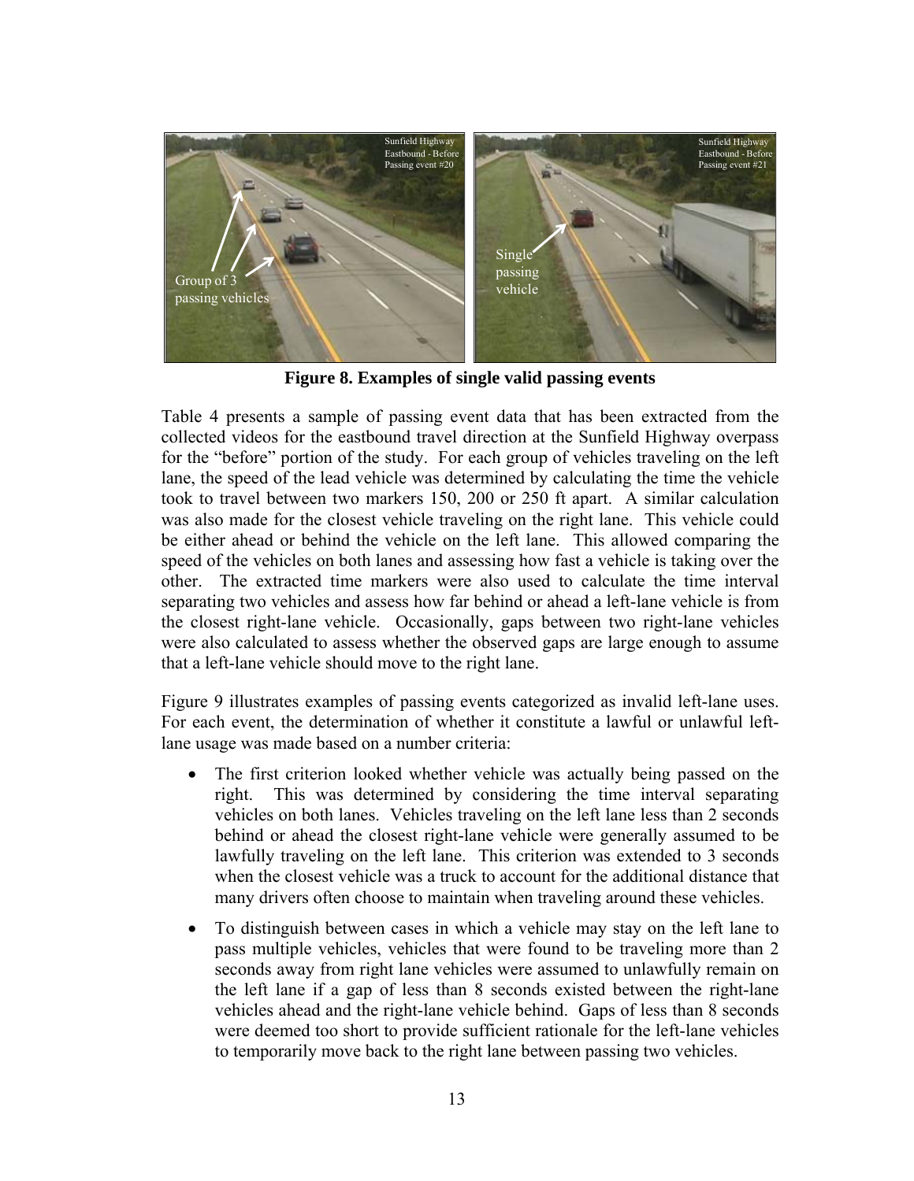**Figure 8. Examples of single valid passing events**

Table 4 presents a sample of passing event data that has been extracted from the collected videos for the eastbound travel direction at the Sunfield Highway overpass for the "before" portion of the study. For each group of vehicles traveling on the left lane, the speed of the lead vehicle was determined by calculating the time the vehicle took to travel between two markers 150, 200 or 250 ft apart. A similar calculation was also made for the closest vehicle traveling on the right lane. This vehicle could be either ahead or behind the vehicle on the left lane. This allowed comparing the speed of the vehicles on both lanes and assessing how fast a vehicle is taking over the other. The extracted time markers were also used to calculate the time interval separating two vehicles and assess how far behind or ahead a left-lane vehicle is from the closest right-lane vehicle. Occasionally, gaps between two right-lane vehicles were also calculated to assess whether the observed gaps are large enough to assume that a left-lane vehicle should move to the right lane.

Figure 9 illustrates examples of passing events categorized as invalid left-lane uses. For each event, the determination of whether it constitute a lawful or unlawful left-lane usage was made based on a number criteria:

- The first criterion looked whether vehicle was actually being passed on the right. This was determined by considering the time interval separating vehicles on both lanes. Vehicles traveling on the left lane less than 2 seconds behind or ahead the closest right-lane vehicle were generally assumed to be lawfully traveling on the left lane. This criterion was extended to 3 seconds when the closest vehicle was a truck to account for the additional distance that many drivers often choose to maintain when traveling around these vehicles.
- To distinguish between cases in which a vehicle may stay on the left lane to pass multiple vehicles, vehicles that were found to be traveling more than 2 seconds away from right lane vehicles were assumed to unlawfully remain on the left lane if a gap of less than 8 seconds existed between the right-lane vehicles ahead and the right-lane vehicle behind. Gaps of less than 8 seconds were deemed too short to provide sufficient rationale for the left-lane vehicles to temporarily move back to the right lane between passing two vehicles.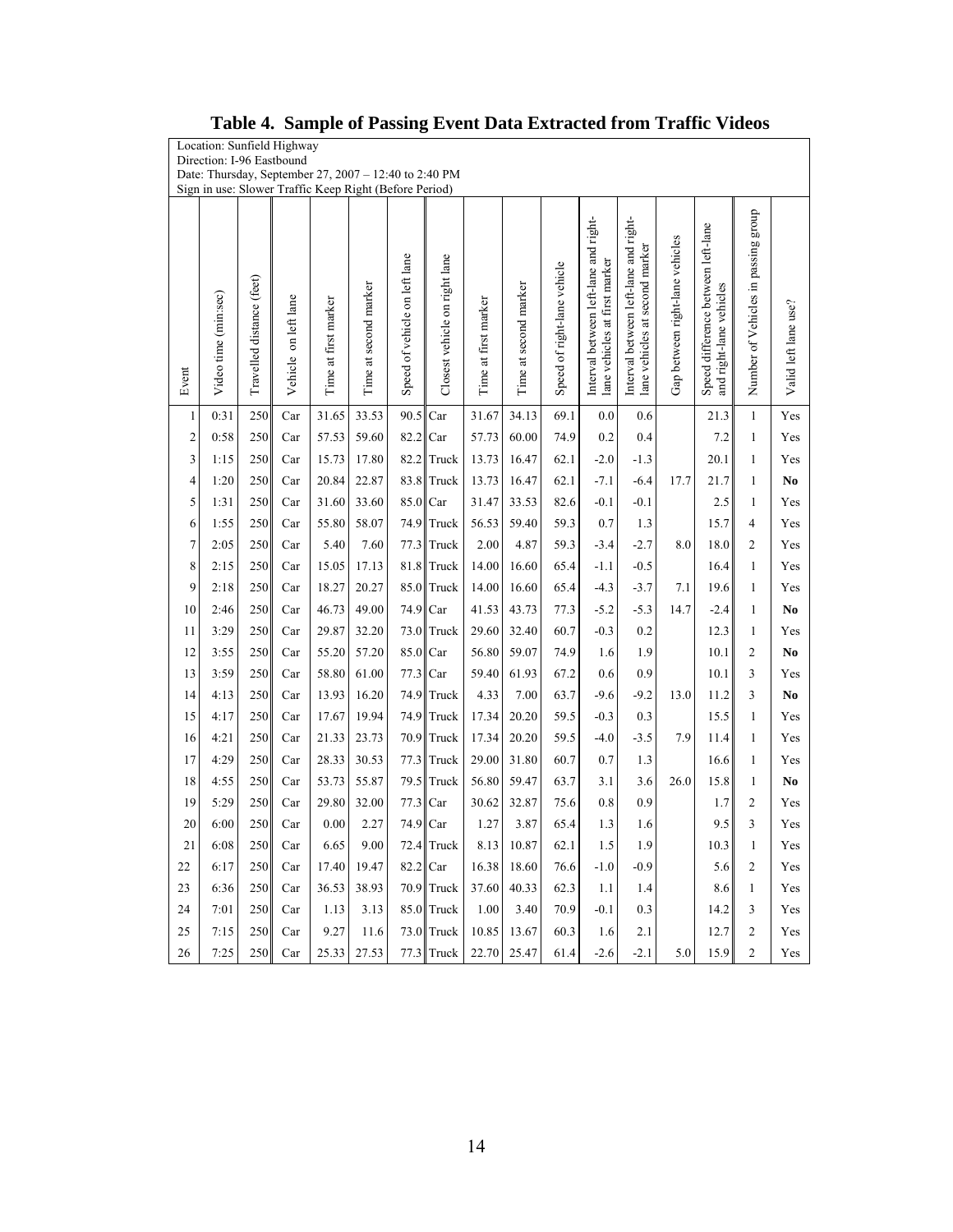# Table 4. Sample of Passing Event Data Extracted from Traffic Videos

Location: Sunfield Highway
Direction: I-96 Eastbound
Date: Thursday, September 27, 2007 – 12:40 to 2:40 PM
Sign in use: Slower Traffic Keep Right (Before Period)

| Event | Video time (min:sec) | Travelled distance (feet) | Vehicle on left lane | Time at first marker | Time at second marker | Speed of vehicle on left lane | Closest vehicle on right lane | Time at first marker | Time at second marker | Speed of right-lane vehicle | Interval between left-lane and right-lane vehicles at first marker | Interval between left-lane and right-lane vehicles at second marker | Gap between right-lane vehicles | Speed difference between left-lane and right-lane vehicles | Number of Vehicles in passing group | Valid left lane use? |
|---|---|---|---|---|---|---|---|---|---|---|---|---|---|---|---|---|
| 1 | 0:31 | 250 | Car | 31.65 | 33.53 | 90.5 | Car | 31.67 | 34.13 | 69.1 | 0.0 | 0.6 | | 21.3 | 1 | Yes |
| 2 | 0:58 | 250 | Car | 57.53 | 59.60 | 82.2 | Car | 57.73 | 60.00 | 74.9 | 0.2 | 0.4 | | 7.2 | 1 | Yes |
| 3 | 1:15 | 250 | Car | 15.73 | 17.80 | 82.2 | Truck | 13.73 | 16.47 | 62.1 | -2.0 | -1.3 | | 20.1 | 1 | Yes |
| 4 | 1:20 | 250 | Car | 20.84 | 22.87 | 83.8 | Truck | 13.73 | 16.47 | 62.1 | -7.1 | -6.4 | 17.7 | 21.7 | 1 | **No** |
| 5 | 1:31 | 250 | Car | 31.60 | 33.60 | 85.0 | Car | 31.47 | 33.53 | 82.6 | -0.1 | -0.1 | | 2.5 | 1 | Yes |
| 6 | 1:55 | 250 | Car | 55.80 | 58.07 | 74.9 | Truck | 56.53 | 59.40 | 59.3 | 0.7 | 1.3 | | 15.7 | 4 | Yes |
| 7 | 2:05 | 250 | Car | 5.40 | 7.60 | 77.3 | Truck | 2.00 | 4.87 | 59.3 | -3.4 | -2.7 | 8.0 | 18.0 | 2 | Yes |
| 8 | 2:15 | 250 | Car | 15.05 | 17.13 | 81.8 | Truck | 14.00 | 16.60 | 65.4 | -1.1 | -0.5 | | 16.4 | 1 | Yes |
| 9 | 2:18 | 250 | Car | 18.27 | 20.27 | 85.0 | Truck | 14.00 | 16.60 | 65.4 | -4.3 | -3.7 | 7.1 | 19.6 | 1 | Yes |
| 10 | 2:46 | 250 | Car | 46.73 | 49.00 | 74.9 | Car | 41.53 | 43.73 | 77.3 | -5.2 | -5.3 | 14.7 | -2.4 | 1 | **No** |
| 11 | 3:29 | 250 | Car | 29.87 | 32.20 | 73.0 | Truck | 29.60 | 32.40 | 60.7 | -0.3 | 0.2 | | 12.3 | 1 | Yes |
| 12 | 3:55 | 250 | Car | 55.20 | 57.20 | 85.0 | Car | 56.80 | 59.07 | 74.9 | 1.6 | 1.9 | | 10.1 | 2 | **No** |
| 13 | 3:59 | 250 | Car | 58.80 | 61.00 | 77.3 | Car | 59.40 | 61.93 | 67.2 | 0.6 | 0.9 | | 10.1 | 3 | Yes |
| 14 | 4:13 | 250 | Car | 13.93 | 16.20 | 74.9 | Truck | 4.33 | 7.00 | 63.7 | -9.6 | -9.2 | 13.0 | 11.2 | 3 | **No** |
| 15 | 4:17 | 250 | Car | 17.67 | 19.94 | 74.9 | Truck | 17.34 | 20.20 | 59.5 | -0.3 | 0.3 | | 15.5 | 1 | Yes |
| 16 | 4:21 | 250 | Car | 21.33 | 23.73 | 70.9 | Truck | 17.34 | 20.20 | 59.5 | -4.0 | -3.5 | 7.9 | 11.4 | 1 | Yes |
| 17 | 4:29 | 250 | Car | 28.33 | 30.53 | 77.3 | Truck | 29.00 | 31.80 | 60.7 | 0.7 | 1.3 | | 16.6 | 1 | Yes |
| 18 | 4:55 | 250 | Car | 53.73 | 55.87 | 79.5 | Truck | 56.80 | 59.47 | 63.7 | 3.1 | 3.6 | 26.0 | 15.8 | 1 | **No** |
| 19 | 5:29 | 250 | Car | 29.80 | 32.00 | 77.3 | Car | 30.62 | 32.87 | 75.6 | 0.8 | 0.9 | | 1.7 | 2 | Yes |
| 20 | 6:00 | 250 | Car | 0.00 | 2.27 | 74.9 | Car | 1.27 | 3.87 | 65.4 | 1.3 | 1.6 | | 9.5 | 3 | Yes |
| 21 | 6:08 | 250 | Car | 6.65 | 9.00 | 72.4 | Truck | 8.13 | 10.87 | 62.1 | 1.5 | 1.9 | | 10.3 | 1 | Yes |
| 22 | 6:17 | 250 | Car | 17.40 | 19.47 | 82.2 | Car | 16.38 | 18.60 | 76.6 | -1.0 | -0.9 | | 5.6 | 2 | Yes |
| 23 | 6:36 | 250 | Car | 36.53 | 38.93 | 70.9 | Truck | 37.60 | 40.33 | 62.3 | 1.1 | 1.4 | | 8.6 | 1 | Yes |
| 24 | 7:01 | 250 | Car | 1.13 | 3.13 | 85.0 | Truck | 1.00 | 3.40 | 70.9 | -0.1 | 0.3 | | 14.2 | 3 | Yes |
| 25 | 7:15 | 250 | Car | 9.27 | 11.6 | 73.0 | Truck | 10.85 | 13.67 | 60.3 | 1.6 | 2.1 | | 12.7 | 2 | Yes |
| 26 | 7:25 | 250 | Car | 25.33 | 27.53 | 77.3 | Truck | 22.70 | 25.47 | 61.4 | -2.6 | -2.1 | 5.0 | 15.9 | 2 | Yes |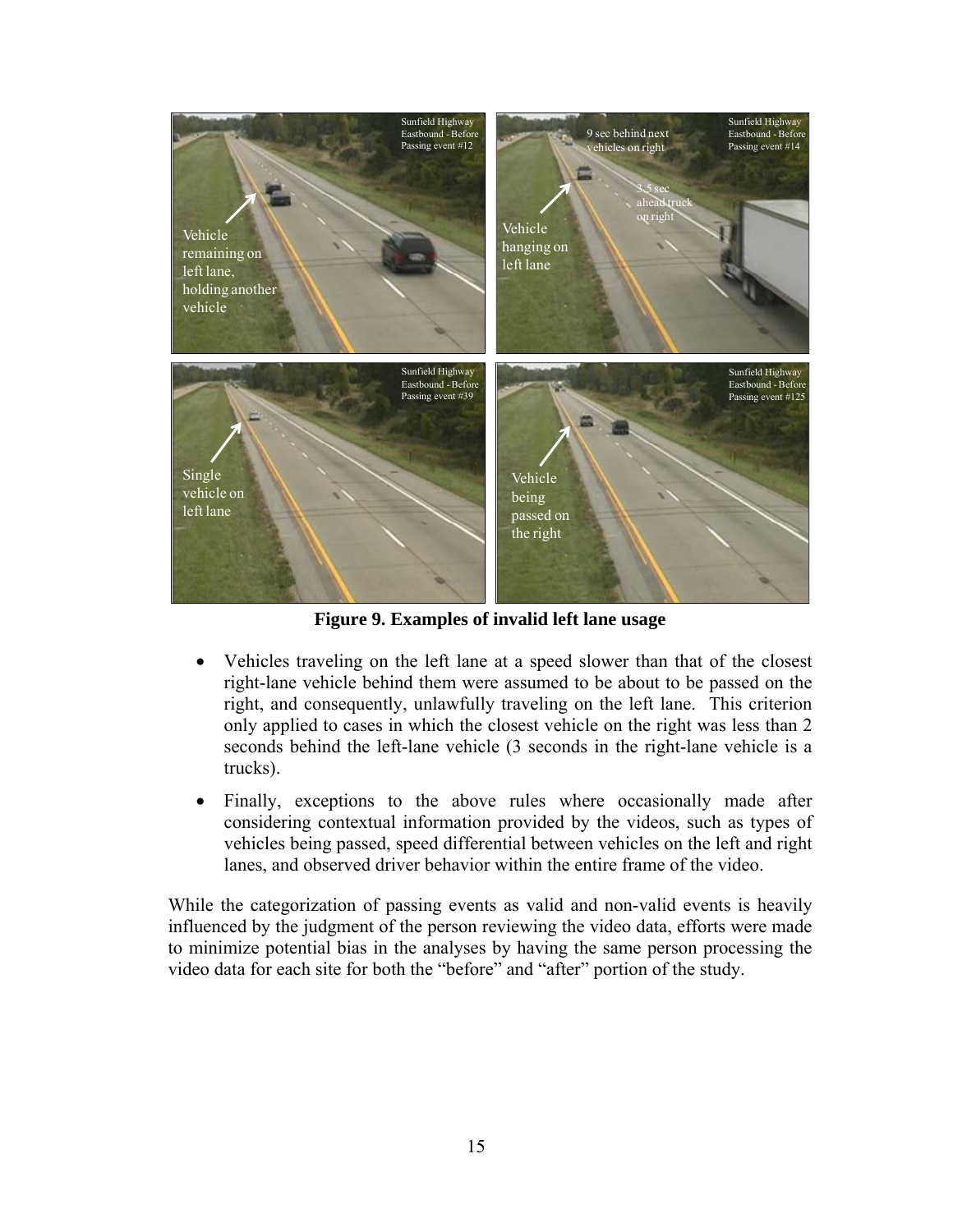**Figure 9. Examples of invalid left lane usage**

- Vehicles traveling on the left lane at a speed slower than that of the closest right-lane vehicle behind them were assumed to be about to be passed on the right, and consequently, unlawfully traveling on the left lane. This criterion only applied to cases in which the closest vehicle on the right was less than 2 seconds behind the left-lane vehicle (3 seconds in the right-lane vehicle is a trucks).
- Finally, exceptions to the above rules where occasionally made after considering contextual information provided by the videos, such as types of vehicles being passed, speed differential between vehicles on the left and right lanes, and observed driver behavior within the entire frame of the video.

While the categorization of passing events as valid and non-valid events is heavily influenced by the judgment of the person reviewing the video data, efforts were made to minimize potential bias in the analyses by having the same person processing the video data for each site for both the "before" and "after" portion of the study.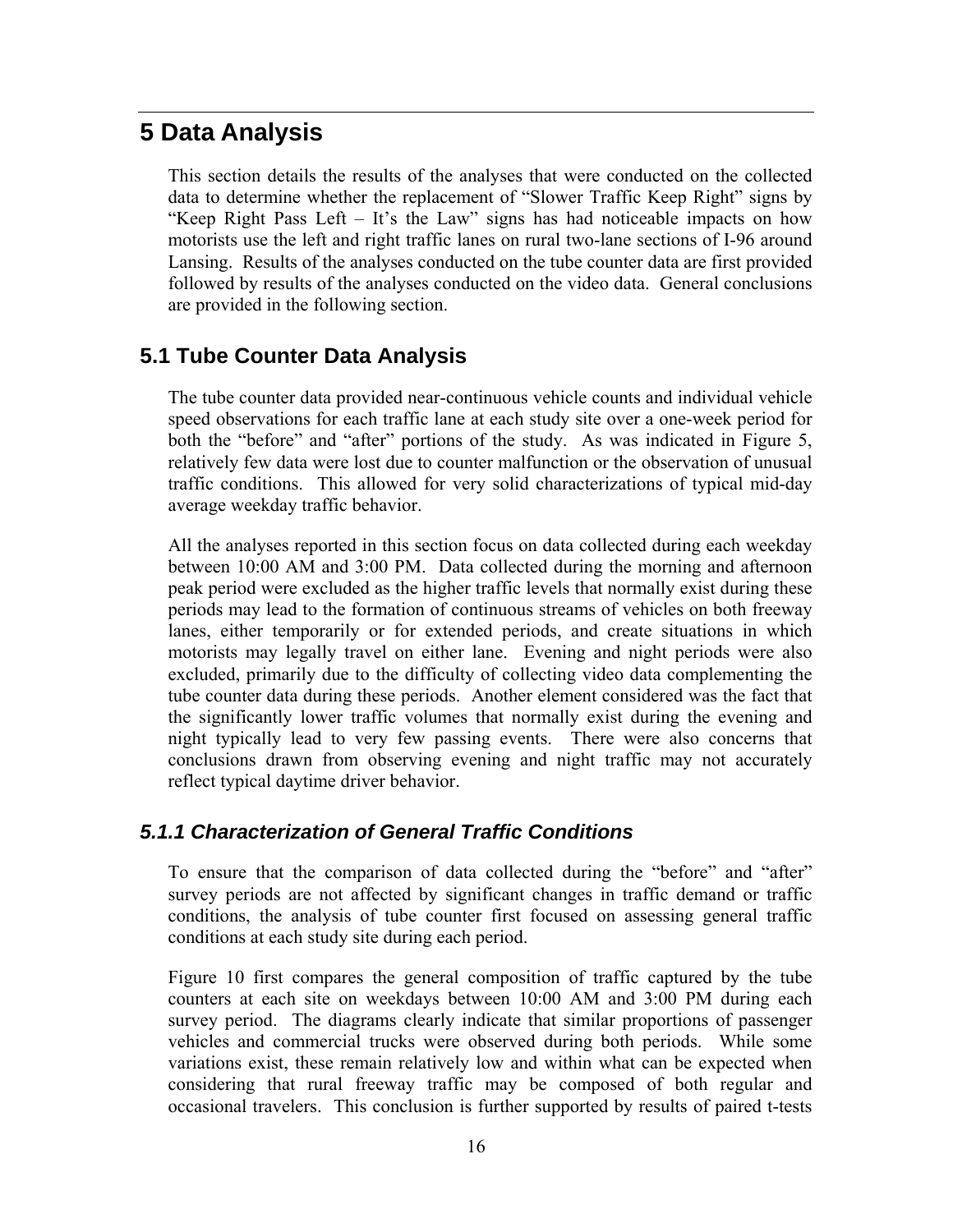# 5 Data Analysis

This section details the results of the analyses that were conducted on the collected data to determine whether the replacement of "Slower Traffic Keep Right" signs by "Keep Right Pass Left – It's the Law" signs has had noticeable impacts on how motorists use the left and right traffic lanes on rural two-lane sections of I-96 around Lansing. Results of the analyses conducted on the tube counter data are first provided followed by results of the analyses conducted on the video data. General conclusions are provided in the following section.

## 5.1 Tube Counter Data Analysis

The tube counter data provided near-continuous vehicle counts and individual vehicle speed observations for each traffic lane at each study site over a one-week period for both the "before" and "after" portions of the study. As was indicated in Figure 5, relatively few data were lost due to counter malfunction or the observation of unusual traffic conditions. This allowed for very solid characterizations of typical mid-day average weekday traffic behavior.

All the analyses reported in this section focus on data collected during each weekday between 10:00 AM and 3:00 PM. Data collected during the morning and afternoon peak period were excluded as the higher traffic levels that normally exist during these periods may lead to the formation of continuous streams of vehicles on both freeway lanes, either temporarily or for extended periods, and create situations in which motorists may legally travel on either lane. Evening and night periods were also excluded, primarily due to the difficulty of collecting video data complementing the tube counter data during these periods. Another element considered was the fact that the significantly lower traffic volumes that normally exist during the evening and night typically lead to very few passing events. There were also concerns that conclusions drawn from observing evening and night traffic may not accurately reflect typical daytime driver behavior.

### *5.1.1 Characterization of General Traffic Conditions*

To ensure that the comparison of data collected during the "before" and "after" survey periods are not affected by significant changes in traffic demand or traffic conditions, the analysis of tube counter first focused on assessing general traffic conditions at each study site during each period.

Figure 10 first compares the general composition of traffic captured by the tube counters at each site on weekdays between 10:00 AM and 3:00 PM during each survey period. The diagrams clearly indicate that similar proportions of passenger vehicles and commercial trucks were observed during both periods. While some variations exist, these remain relatively low and within what can be expected when considering that rural freeway traffic may be composed of both regular and occasional travelers. This conclusion is further supported by results of paired t-tests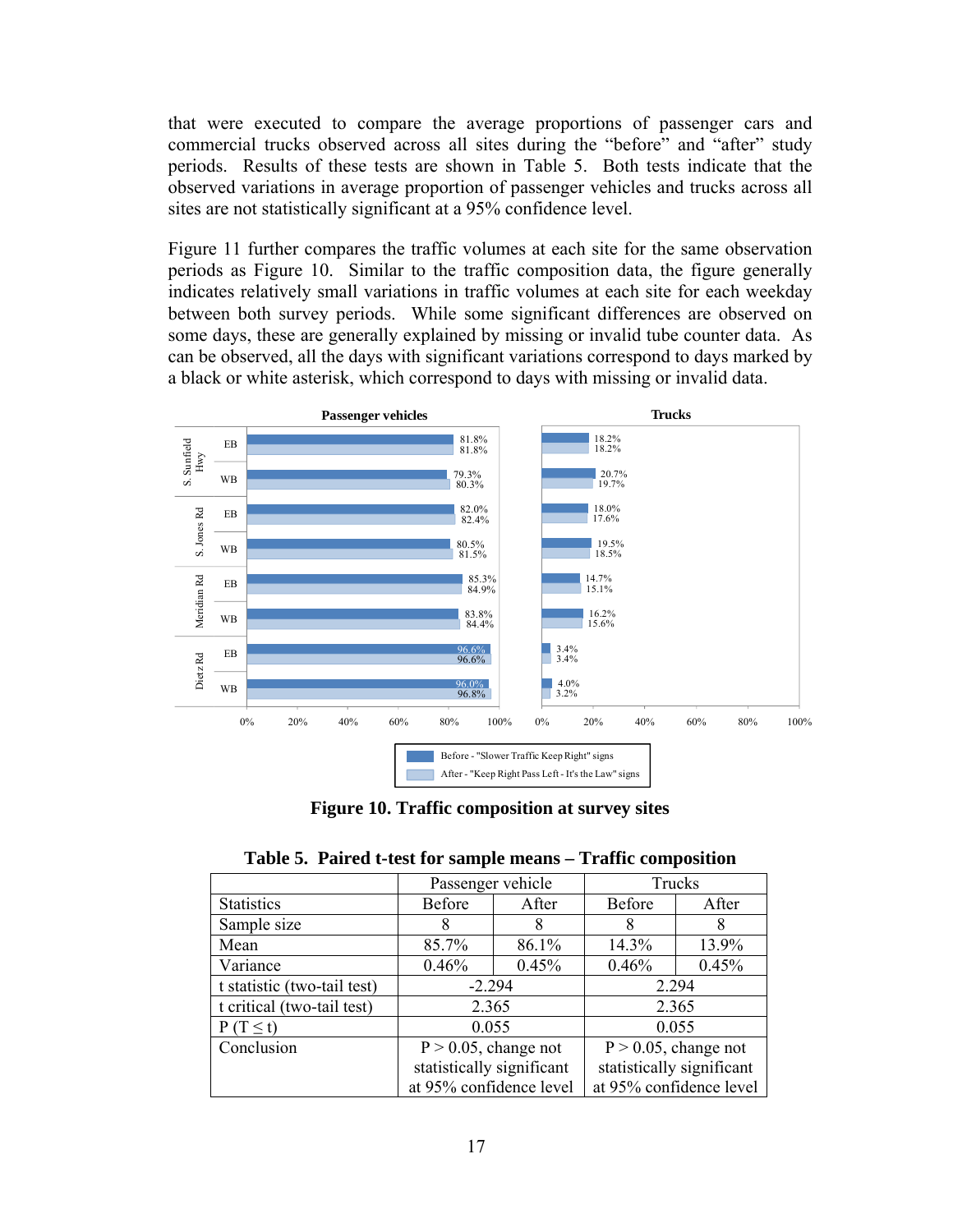that were executed to compare the average proportions of passenger cars and commercial trucks observed across all sites during the "before" and "after" study periods. Results of these tests are shown in Table 5. Both tests indicate that the observed variations in average proportion of passenger vehicles and trucks across all sites are not statistically significant at a 95% confidence level.

Figure 11 further compares the traffic volumes at each site for the same observation periods as Figure 10. Similar to the traffic composition data, the figure generally indicates relatively small variations in traffic volumes at each site for each weekday between both survey periods. While some significant differences are observed on some days, these are generally explained by missing or invalid tube counter data. As can be observed, all the days with significant variations correspond to days marked by a black or white asterisk, which correspond to days with missing or invalid data.

**Figure 10. Traffic composition at survey sites**

**Table 5. Paired t-test for sample means – Traffic composition**

| | Passenger vehicle | | Trucks | |
|---|---|---|---|---|
| Statistics | Before | After | Before | After |
| Sample size | 8 | 8 | 8 | 8 |
| Mean | 85.7% | 86.1% | 14.3% | 13.9% |
| Variance | 0.46% | 0.45% | 0.46% | 0.45% |
| t statistic (two-tail test) | -2.294 | | 2.294 | |
| t critical (two-tail test) | 2.365 | | 2.365 | |
| P (T ≤ t) | 0.055 | | 0.055 | |
| Conclusion | P > 0.05, change not statistically significant at 95% confidence level | | P > 0.05, change not statistically significant at 95% confidence level | |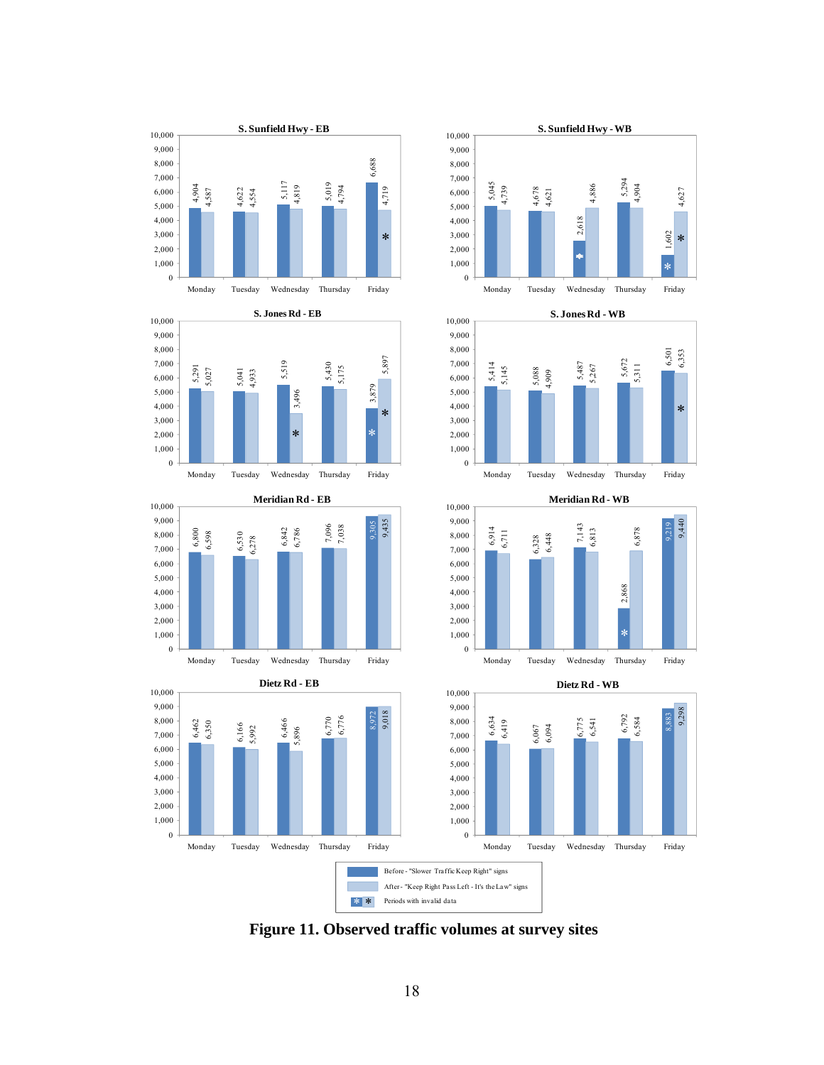| Site | Period | Monday | Tuesday | Wednesday | Thursday | Friday |
|---|---|---|---|---|---|---|
| S. Sunfield Hwy - EB | Before | 4,904 | 4,622 | 5,117 | 5,019 | 6,688 |
| | After | 4,587 | 4,554 | 4,819 | 4,794 | 4,719 * |
| S. Sunfield Hwy - WB | Before | 5,045 | 4,678 | 2,618 * | 5,294 | 1,602 * |
| | After | 4,739 | 4,621 | 4,886 | 4,904 | 4,627 * |
| S. Jones Rd - EB | Before | 5,291 | 5,041 | 5,519 | 5,430 | 3,879 * |
| | After | 5,027 | 4,933 | 3,496 * | 5,175 | 5,897 * |
| S. Jones Rd - WB | Before | 5,414 | 5,088 | 5,487 | 5,672 | 6,501 |
| | After | 5,145 | 4,909 | 5,267 | 5,311 | 6,353 * |
| Meridian Rd - EB | Before | 6,800 | 6,530 | 6,842 | 7,096 | 9,305 |
| | After | 6,598 | 6,278 | 6,786 | 7,038 | 9,435 |
| Meridian Rd - WB | Before | 6,914 | 6,328 | 7,143 | 2,868 * | 9,219 |
| | After | 6,711 | 6,448 | 6,813 | 6,878 | 9,440 |
| Dietz Rd - EB | Before | 6,462 | 6,166 | 6,466 | 6,770 | 8,972 |
| | After | 6,350 | 5,992 | 5,896 | 6,776 | 9,018 |
| Dietz Rd - WB | Before | 6,634 | 6,067 | 6,775 | 6,792 | 8,883 |
| | After | 6,419 | 6,094 | 6,541 | 6,584 | 9,298 |

Before - "Slower Traffic Keep Right" signs

After - "Keep Right Pass Left - It's the Law" signs

* Periods with invalid data

**Figure 11. Observed traffic volumes at survey sites**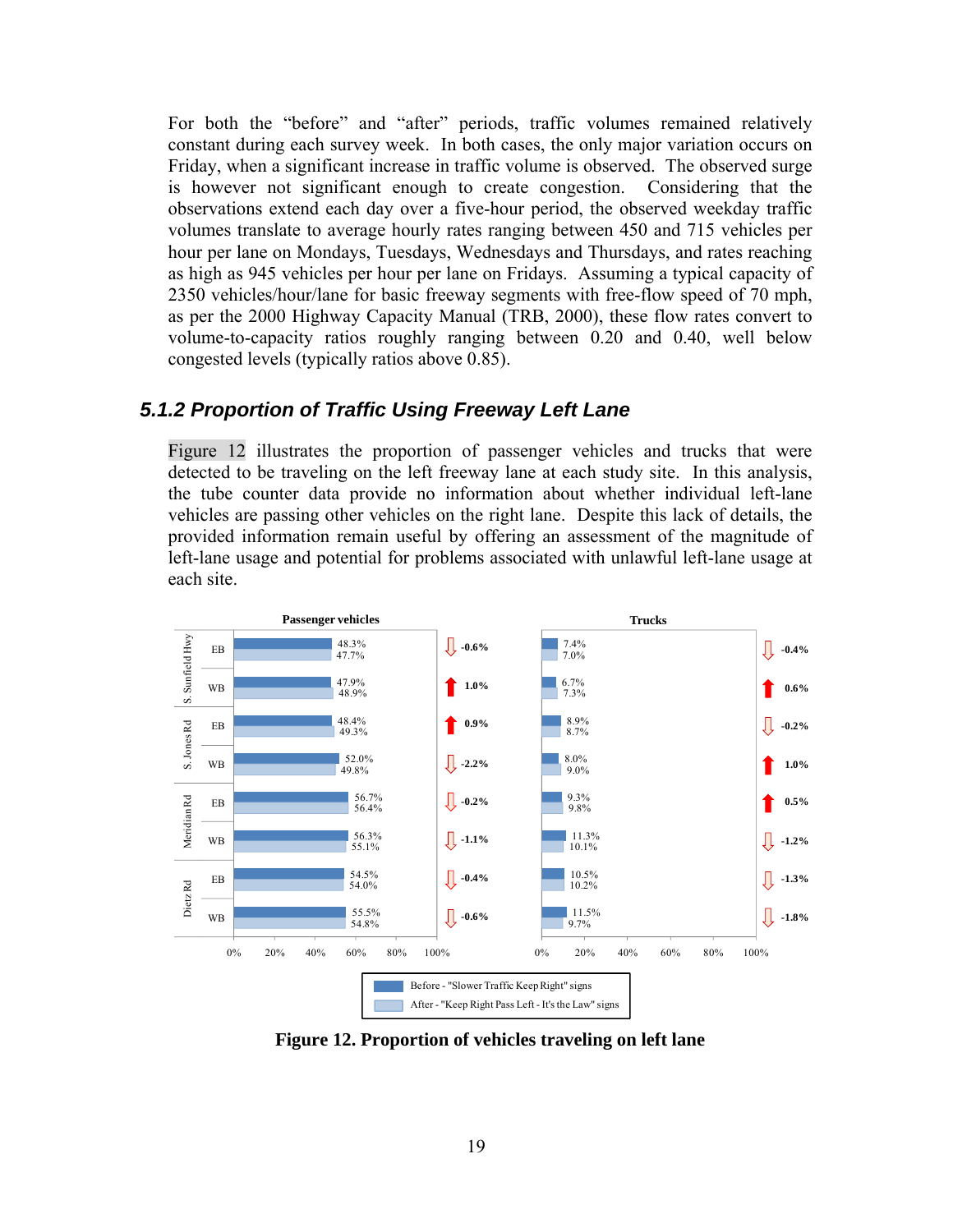For both the "before" and "after" periods, traffic volumes remained relatively constant during each survey week. In both cases, the only major variation occurs on Friday, when a significant increase in traffic volume is observed. The observed surge is however not significant enough to create congestion. Considering that the observations extend each day over a five-hour period, the observed weekday traffic volumes translate to average hourly rates ranging between 450 and 715 vehicles per hour per lane on Mondays, Tuesdays, Wednesdays and Thursdays, and rates reaching as high as 945 vehicles per hour per lane on Fridays. Assuming a typical capacity of 2350 vehicles/hour/lane for basic freeway segments with free-flow speed of 70 mph, as per the 2000 Highway Capacity Manual (TRB, 2000), these flow rates convert to volume-to-capacity ratios roughly ranging between 0.20 and 0.40, well below congested levels (typically ratios above 0.85).

### 5.1.2 Proportion of Traffic Using Freeway Left Lane

Figure 12 illustrates the proportion of passenger vehicles and trucks that were detected to be traveling on the left freeway lane at each study site. In this analysis, the tube counter data provide no information about whether individual left-lane vehicles are passing other vehicles on the right lane. Despite this lack of details, the provided information remain useful by offering an assessment of the magnitude of left-lane usage and potential for problems associated with unlawful left-lane usage at each site.

| Site | Direction | Passenger vehicles – Before | Passenger vehicles – After | Change | Trucks – Before | Trucks – After | Change |
|---|---|---|---|---|---|---|---|
| S. Sunfield Hwy | EB | 48.3% | 47.7% | -0.6% | 7.4% | 7.0% | -0.4% |
| S. Sunfield Hwy | WB | 47.9% | 48.9% | 1.0% | 6.7% | 7.3% | 0.6% |
| S. Jones Rd | EB | 48.4% | 49.3% | 0.9% | 8.9% | 8.7% | -0.2% |
| S. Jones Rd | WB | 52.0% | 49.8% | -2.2% | 8.0% | 9.0% | 1.0% |
| Meridian Rd | EB | 56.7% | 56.4% | -0.2% | 9.3% | 9.8% | 0.5% |
| Meridian Rd | WB | 56.3% | 55.1% | -1.1% | 11.3% | 10.1% | -1.2% |
| Dietz Rd | EB | 54.5% | 54.0% | -0.4% | 10.5% | 10.2% | -1.3% |
| Dietz Rd | WB | 55.5% | 54.8% | -0.6% | 11.5% | 9.7% | -1.8% |

Before - "Slower Traffic Keep Right" signs; After - "Keep Right Pass Left - It's the Law" signs

**Figure 12. Proportion of vehicles traveling on left lane**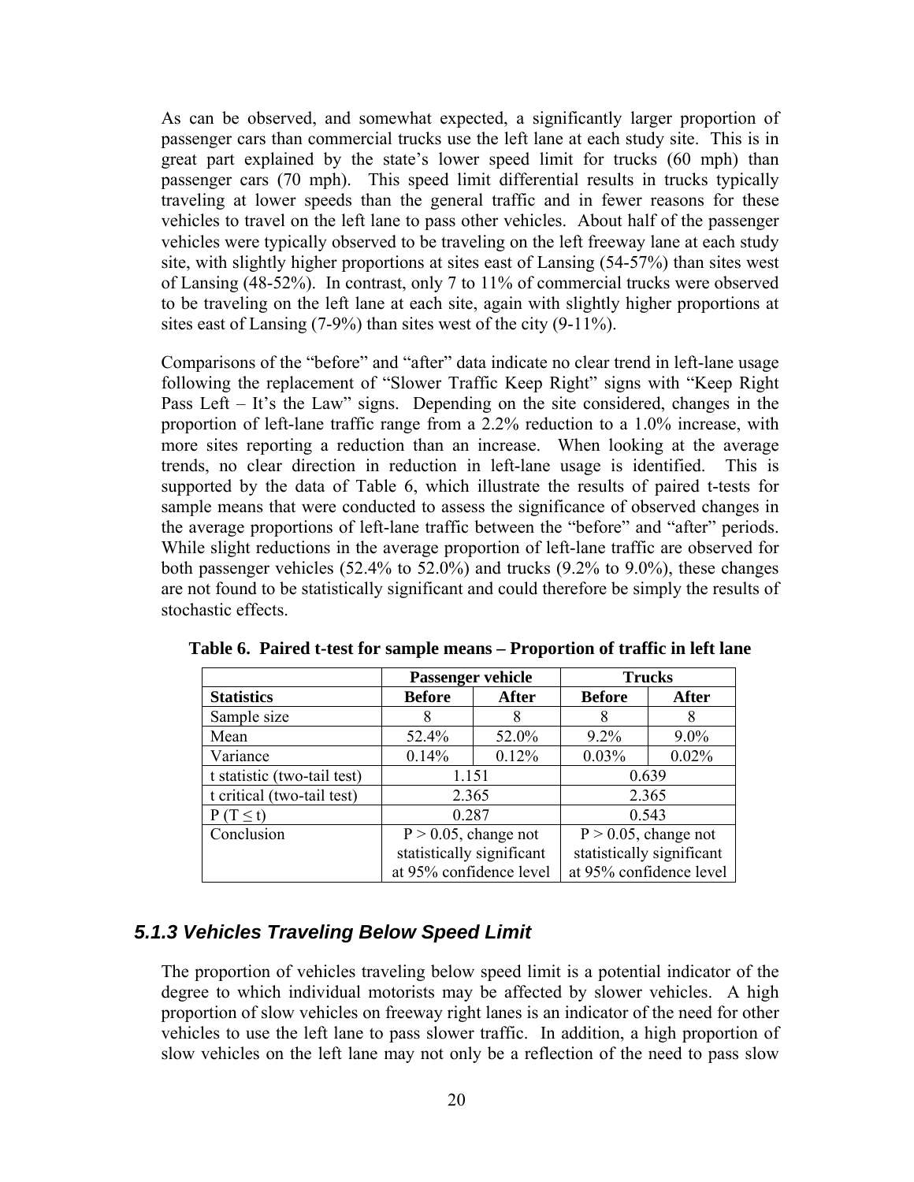As can be observed, and somewhat expected, a significantly larger proportion of passenger cars than commercial trucks use the left lane at each study site. This is in great part explained by the state's lower speed limit for trucks (60 mph) than passenger cars (70 mph). This speed limit differential results in trucks typically traveling at lower speeds than the general traffic and in fewer reasons for these vehicles to travel on the left lane to pass other vehicles. About half of the passenger vehicles were typically observed to be traveling on the left freeway lane at each study site, with slightly higher proportions at sites east of Lansing (54-57%) than sites west of Lansing (48-52%). In contrast, only 7 to 11% of commercial trucks were observed to be traveling on the left lane at each site, again with slightly higher proportions at sites east of Lansing (7-9%) than sites west of the city (9-11%).

Comparisons of the "before" and "after" data indicate no clear trend in left-lane usage following the replacement of "Slower Traffic Keep Right" signs with "Keep Right Pass Left – It's the Law" signs. Depending on the site considered, changes in the proportion of left-lane traffic range from a 2.2% reduction to a 1.0% increase, with more sites reporting a reduction than an increase. When looking at the average trends, no clear direction in reduction in left-lane usage is identified. This is supported by the data of Table 6, which illustrate the results of paired t-tests for sample means that were conducted to assess the significance of observed changes in the average proportions of left-lane traffic between the "before" and "after" periods. While slight reductions in the average proportion of left-lane traffic are observed for both passenger vehicles (52.4% to 52.0%) and trucks (9.2% to 9.0%), these changes are not found to be statistically significant and could therefore be simply the results of stochastic effects.

**Table 6. Paired t-test for sample means – Proportion of traffic in left lane**

| | Passenger vehicle | | Trucks | |
|---|---|---|---|---|
| **Statistics** | **Before** | **After** | **Before** | **After** |
| Sample size | 8 | 8 | 8 | 8 |
| Mean | 52.4% | 52.0% | 9.2% | 9.0% |
| Variance | 0.14% | 0.12% | 0.03% | 0.02% |
| t statistic (two-tail test) | 1.151 | | 0.639 | |
| t critical (two-tail test) | 2.365 | | 2.365 | |
| $P(T \leq t)$ | 0.287 | | 0.543 | |
| Conclusion | $P > 0.05$, change not statistically significant at 95% confidence level | | $P > 0.05$, change not statistically significant at 95% confidence level | |

### *5.1.3 Vehicles Traveling Below Speed Limit*

The proportion of vehicles traveling below speed limit is a potential indicator of the degree to which individual motorists may be affected by slower vehicles. A high proportion of slow vehicles on freeway right lanes is an indicator of the need for other vehicles to use the left lane to pass slower traffic. In addition, a high proportion of slow vehicles on the left lane may not only be a reflection of the need to pass slow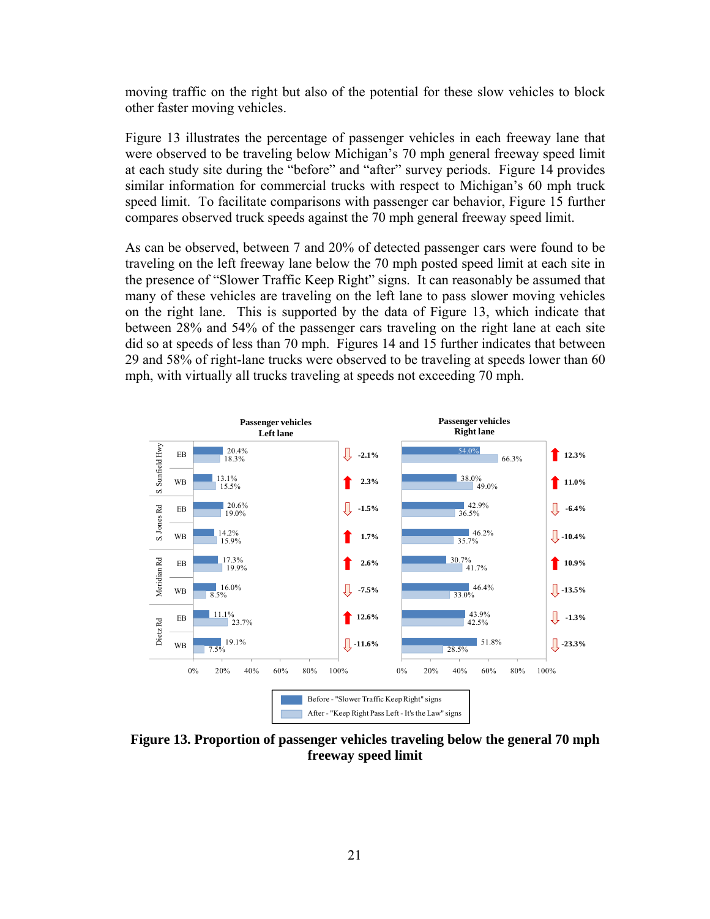moving traffic on the right but also of the potential for these slow vehicles to block other faster moving vehicles.

Figure 13 illustrates the percentage of passenger vehicles in each freeway lane that were observed to be traveling below Michigan's 70 mph general freeway speed limit at each study site during the "before" and "after" survey periods. Figure 14 provides similar information for commercial trucks with respect to Michigan's 60 mph truck speed limit. To facilitate comparisons with passenger car behavior, Figure 15 further compares observed truck speeds against the 70 mph general freeway speed limit.

As can be observed, between 7 and 20% of detected passenger cars were found to be traveling on the left freeway lane below the 70 mph posted speed limit at each site in the presence of "Slower Traffic Keep Right" signs. It can reasonably be assumed that many of these vehicles are traveling on the left lane to pass slower moving vehicles on the right lane. This is supported by the data of Figure 13, which indicate that between 28% and 54% of the passenger cars traveling on the right lane at each site did so at speeds of less than 70 mph. Figures 14 and 15 further indicates that between 29 and 58% of right-lane trucks were observed to be traveling at speeds lower than 60 mph, with virtually all trucks traveling at speeds not exceeding 70 mph.

| Site | Direction | Left lane – Before | Left lane – After | Left lane – Change | Right lane – Before | Right lane – After | Right lane – Change |
|---|---|---|---|---|---|---|---|
| S. Sunfield Hwy | EB | 20.4% | 18.3% | -2.1% | 54.0% | 66.3% | 12.3% |
| S. Sunfield Hwy | WB | 13.1% | 15.5% | 2.3% | 38.0% | 49.0% | 11.0% |
| S. Jones Rd | EB | 20.6% | 19.0% | -1.5% | 42.9% | 36.5% | -6.4% |
| S. Jones Rd | WB | 14.2% | 15.9% | 1.7% | 46.2% | 35.7% | -10.4% |
| Meridian Rd | EB | 17.3% | 19.9% | 2.6% | 30.7% | 41.7% | 10.9% |
| Meridian Rd | WB | 16.0% | 8.5% | -7.5% | 46.4% | 33.0% | -13.5% |
| Dietz Rd | EB | 11.1% | 23.7% | 12.6% | 43.9% | 42.5% | -1.3% |
| Dietz Rd | WB | 19.1% | 7.5% | -11.6% | 51.8% | 28.5% | -23.3% |

Before - "Slower Traffic Keep Right" signs
After - "Keep Right Pass Left - It's the Law" signs

**Figure 13. Proportion of passenger vehicles traveling below the general 70 mph freeway speed limit**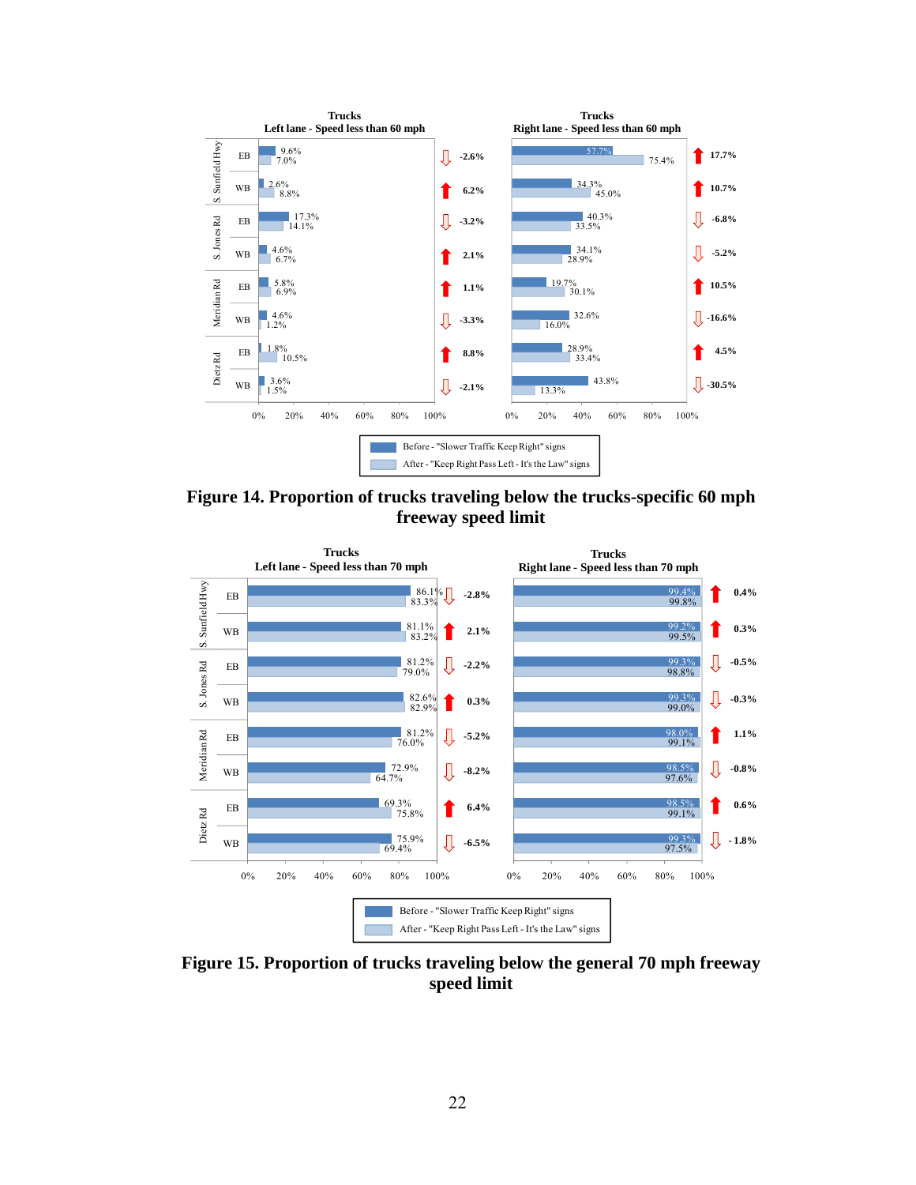**Trucks**
**Left lane - Speed less than 60 mph**

**Trucks**
**Right lane - Speed less than 60 mph**

| Road | Direction | Left lane Before | Left lane After | Left lane Change | Right lane Before | Right lane After | Right lane Change |
|---|---|---|---|---|---|---|---|
| S. Sunfield Hwy | EB | 9.6% | 7.0% | -2.6% | 57.7% | 75.4% | 17.7% |
| S. Sunfield Hwy | WB | 2.6% | 8.8% | 6.2% | 34.3% | 45.0% | 10.7% |
| S. Jones Rd | EB | 17.3% | 14.1% | -3.2% | 40.3% | 33.5% | -6.8% |
| S. Jones Rd | WB | 4.6% | 6.7% | 2.1% | 34.1% | 28.9% | -5.2% |
| Meridian Rd | EB | 5.8% | 6.9% | 1.1% | 19.7% | 30.1% | 10.5% |
| Meridian Rd | WB | 4.6% | 1.2% | -3.3% | 32.6% | 16.0% | -16.6% |
| Dietz Rd | EB | 1.8% | 10.5% | 8.8% | 28.9% | 33.4% | 4.5% |
| Dietz Rd | WB | 3.6% | 1.5% | -2.1% | 43.8% | 13.3% | -30.5% |

Before - "Slower Traffic Keep Right" signs
After - "Keep Right Pass Left - It's the Law" signs

**Figure 14. Proportion of trucks traveling below the trucks-specific 60 mph freeway speed limit**

**Trucks**
**Left lane - Speed less than 70 mph**

**Trucks**
**Right lane - Speed less than 70 mph**

| Road | Direction | Left lane Before | Left lane After | Left lane Change | Right lane Before | Right lane After | Right lane Change |
|---|---|---|---|---|---|---|---|
| S. Sunfield Hwy | EB | 86.1% | 83.3% | -2.8% | 99.4% | 99.8% | 0.4% |
| S. Sunfield Hwy | WB | 81.1% | 83.2% | 2.1% | 99.2% | 99.5% | 0.3% |
| S. Jones Rd | EB | 81.2% | 79.0% | -2.2% | 99.3% | 98.8% | -0.5% |
| S. Jones Rd | WB | 82.6% | 82.9% | 0.3% | 99.3% | 99.0% | -0.3% |
| Meridian Rd | EB | 81.2% | 76.0% | -5.2% | 98.0% | 99.1% | 1.1% |
| Meridian Rd | WB | 72.9% | 64.7% | -8.2% | 98.5% | 97.6% | -0.8% |
| Dietz Rd | EB | 69.3% | 75.8% | 6.4% | 98.5% | 99.1% | 0.6% |
| Dietz Rd | WB | 75.9% | 69.4% | -6.5% | 99.3% | 97.5% | -1.8% |

Before - "Slower Traffic Keep Right" signs
After - "Keep Right Pass Left - It's the Law" signs

**Figure 15. Proportion of trucks traveling below the general 70 mph freeway speed limit**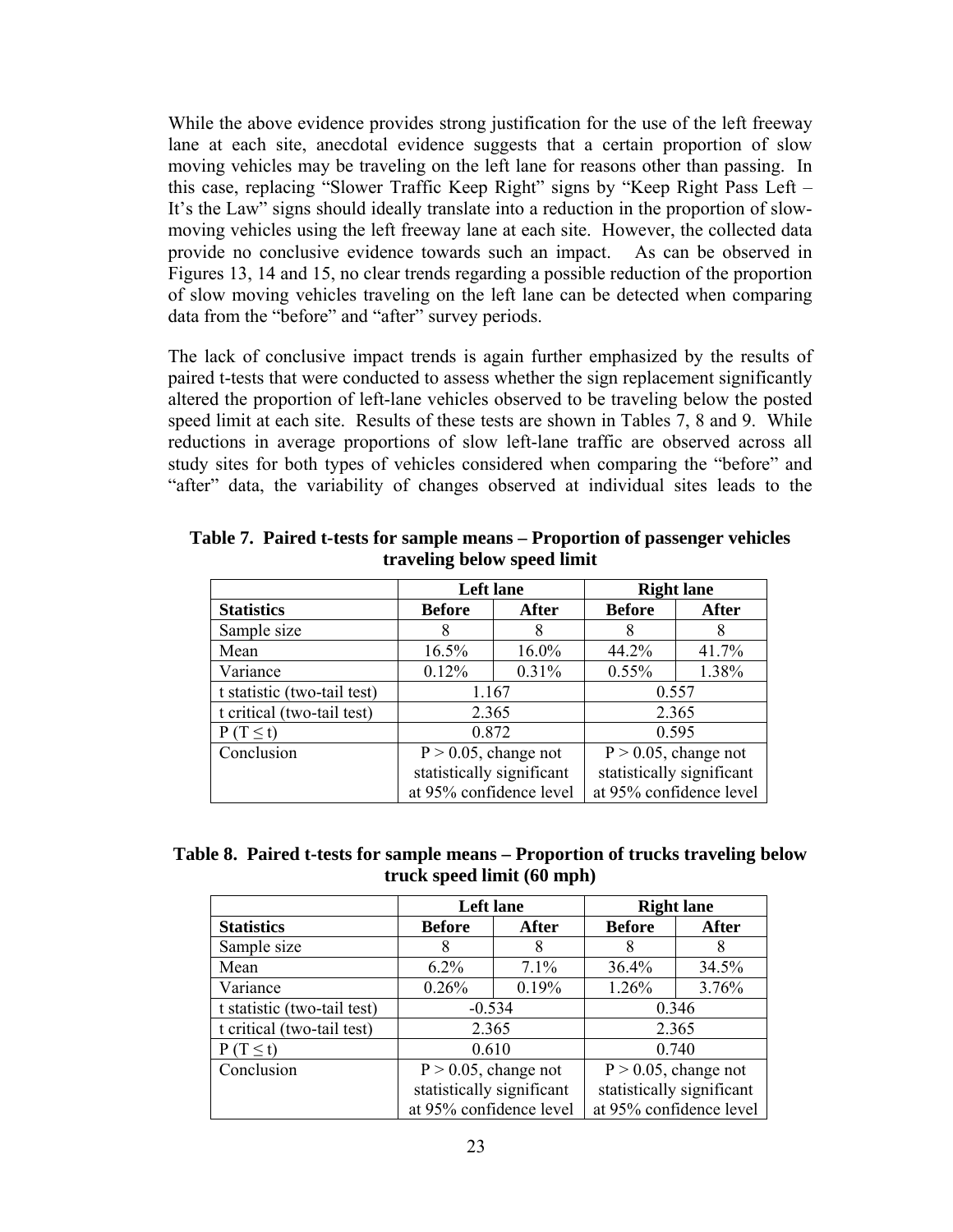While the above evidence provides strong justification for the use of the left freeway lane at each site, anecdotal evidence suggests that a certain proportion of slow moving vehicles may be traveling on the left lane for reasons other than passing. In this case, replacing "Slower Traffic Keep Right" signs by "Keep Right Pass Left – It's the Law" signs should ideally translate into a reduction in the proportion of slow-moving vehicles using the left freeway lane at each site. However, the collected data provide no conclusive evidence towards such an impact. As can be observed in Figures 13, 14 and 15, no clear trends regarding a possible reduction of the proportion of slow moving vehicles traveling on the left lane can be detected when comparing data from the "before" and "after" survey periods.

The lack of conclusive impact trends is again further emphasized by the results of paired t-tests that were conducted to assess whether the sign replacement significantly altered the proportion of left-lane vehicles observed to be traveling below the posted speed limit at each site. Results of these tests are shown in Tables 7, 8 and 9. While reductions in average proportions of slow left-lane traffic are observed across all study sites for both types of vehicles considered when comparing the "before" and "after" data, the variability of changes observed at individual sites leads to the

**Table 7. Paired t-tests for sample means – Proportion of passenger vehicles traveling below speed limit**

| | Left lane | | Right lane | |
|---|---|---|---|---|
| **Statistics** | **Before** | **After** | **Before** | **After** |
| Sample size | 8 | 8 | 8 | 8 |
| Mean | 16.5% | 16.0% | 44.2% | 41.7% |
| Variance | 0.12% | 0.31% | 0.55% | 1.38% |
| t statistic (two-tail test) | 1.167 | | 0.557 | |
| t critical (two-tail test) | 2.365 | | 2.365 | |
| $P(T \leq t)$ | 0.872 | | 0.595 | |
| Conclusion | $P > 0.05$, change not statistically significant at 95% confidence level | | $P > 0.05$, change not statistically significant at 95% confidence level | |

**Table 8. Paired t-tests for sample means – Proportion of trucks traveling below truck speed limit (60 mph)**

| | Left lane | | Right lane | |
|---|---|---|---|---|
| **Statistics** | **Before** | **After** | **Before** | **After** |
| Sample size | 8 | 8 | 8 | 8 |
| Mean | 6.2% | 7.1% | 36.4% | 34.5% |
| Variance | 0.26% | 0.19% | 1.26% | 3.76% |
| t statistic (two-tail test) | -0.534 | | 0.346 | |
| t critical (two-tail test) | 2.365 | | 2.365 | |
| $P(T \leq t)$ | 0.610 | | 0.740 | |
| Conclusion | $P > 0.05$, change not statistically significant at 95% confidence level | | $P > 0.05$, change not statistically significant at 95% confidence level | |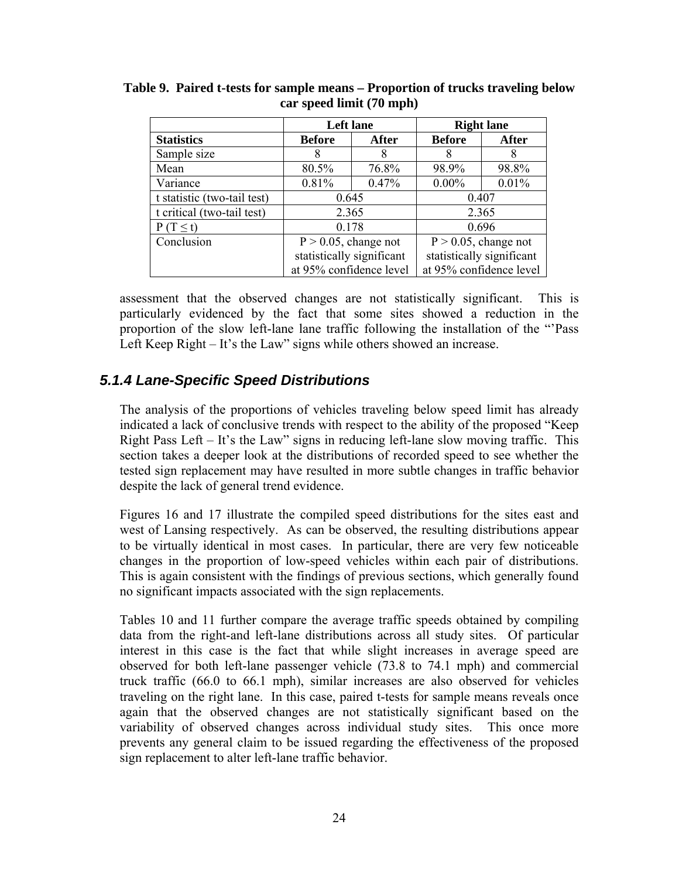**Table 9. Paired t-tests for sample means – Proportion of trucks traveling below car speed limit (70 mph)**

| | Left lane | | Right lane | |
|---|---|---|---|---|
| **Statistics** | **Before** | **After** | **Before** | **After** |
| Sample size | 8 | 8 | 8 | 8 |
| Mean | 80.5% | 76.8% | 98.9% | 98.8% |
| Variance | 0.81% | 0.47% | 0.00% | 0.01% |
| t statistic (two-tail test) | 0.645 | | 0.407 | |
| t critical (two-tail test) | 2.365 | | 2.365 | |
| P (T ≤ t) | 0.178 | | 0.696 | |
| Conclusion | P > 0.05, change not statistically significant at 95% confidence level | | P > 0.05, change not statistically significant at 95% confidence level | |

assessment that the observed changes are not statistically significant. This is particularly evidenced by the fact that some sites showed a reduction in the proportion of the slow left-lane lane traffic following the installation of the "'Pass Left Keep Right – It's the Law" signs while others showed an increase.

### *5.1.4 Lane-Specific Speed Distributions*

The analysis of the proportions of vehicles traveling below speed limit has already indicated a lack of conclusive trends with respect to the ability of the proposed "Keep Right Pass Left – It's the Law" signs in reducing left-lane slow moving traffic. This section takes a deeper look at the distributions of recorded speed to see whether the tested sign replacement may have resulted in more subtle changes in traffic behavior despite the lack of general trend evidence.

Figures 16 and 17 illustrate the compiled speed distributions for the sites east and west of Lansing respectively. As can be observed, the resulting distributions appear to be virtually identical in most cases. In particular, there are very few noticeable changes in the proportion of low-speed vehicles within each pair of distributions. This is again consistent with the findings of previous sections, which generally found no significant impacts associated with the sign replacements.

Tables 10 and 11 further compare the average traffic speeds obtained by compiling data from the right-and left-lane distributions across all study sites. Of particular interest in this case is the fact that while slight increases in average speed are observed for both left-lane passenger vehicle (73.8 to 74.1 mph) and commercial truck traffic (66.0 to 66.1 mph), similar increases are also observed for vehicles traveling on the right lane. In this case, paired t-tests for sample means reveals once again that the observed changes are not statistically significant based on the variability of observed changes across individual study sites. This once more prevents any general claim to be issued regarding the effectiveness of the proposed sign replacement to alter left-lane traffic behavior.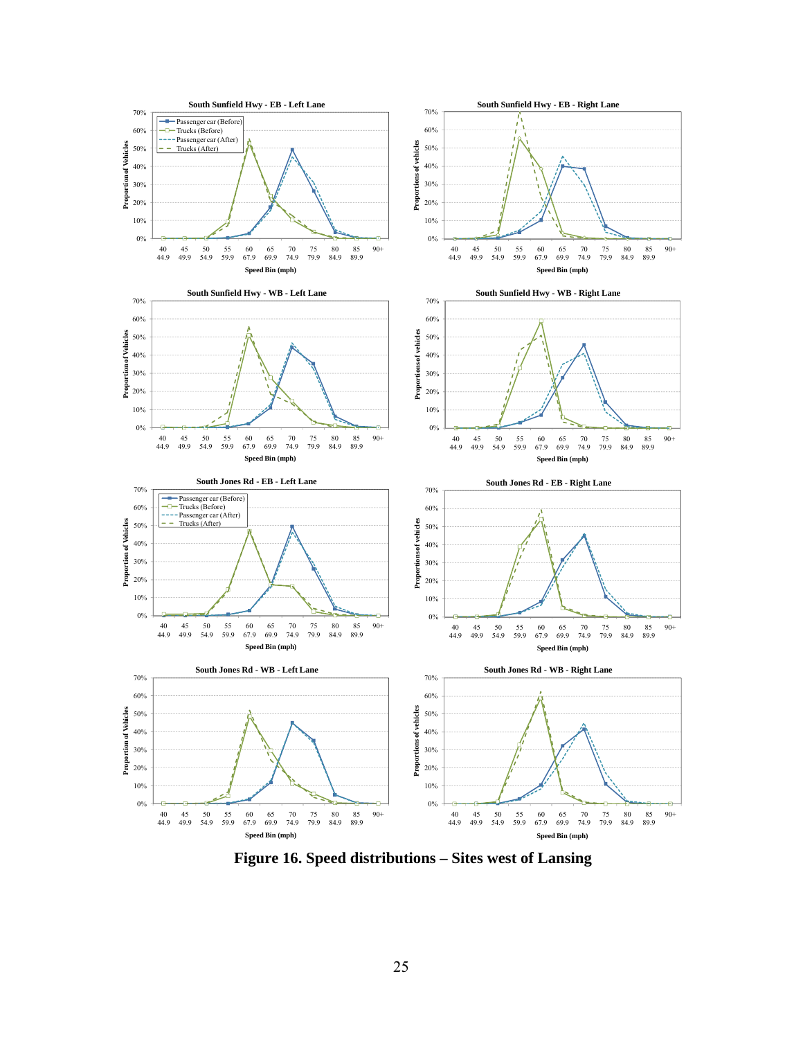Figure 16. Speed distributions – Sites west of Lansing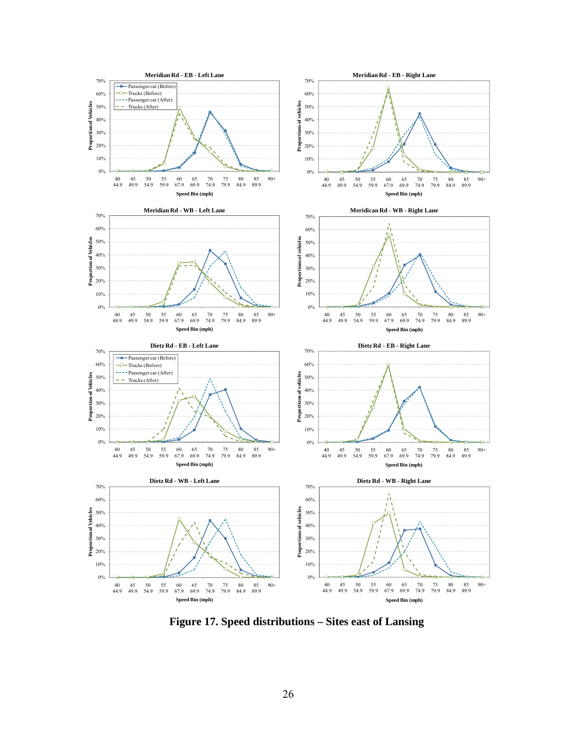**Figure 17. Speed distributions – Sites east of Lansing**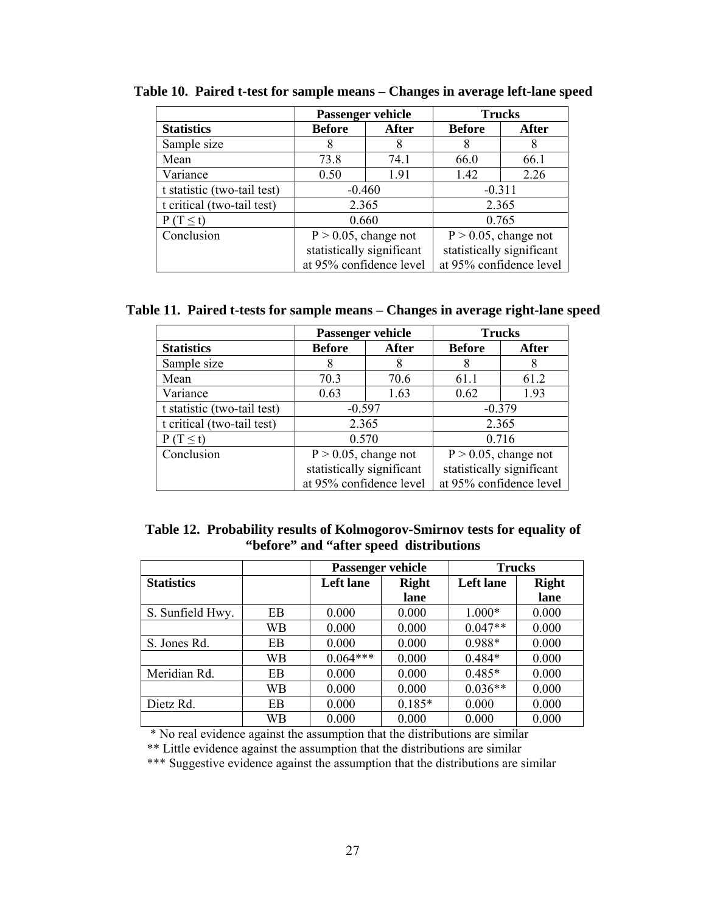**Table 10. Paired t-test for sample means – Changes in average left-lane speed**

| | Passenger vehicle | | Trucks | |
|---|---|---|---|---|
| **Statistics** | **Before** | **After** | **Before** | **After** |
| Sample size | 8 | 8 | 8 | 8 |
| Mean | 73.8 | 74.1 | 66.0 | 66.1 |
| Variance | 0.50 | 1.91 | 1.42 | 2.26 |
| t statistic (two-tail test) | -0.460 | | -0.311 | |
| t critical (two-tail test) | 2.365 | | 2.365 | |
| P (T ≤ t) | 0.660 | | 0.765 | |
| Conclusion | P > 0.05, change not statistically significant at 95% confidence level | | P > 0.05, change not statistically significant at 95% confidence level | |

**Table 11. Paired t-tests for sample means – Changes in average right-lane speed**

| | Passenger vehicle | | Trucks | |
|---|---|---|---|---|
| **Statistics** | **Before** | **After** | **Before** | **After** |
| Sample size | 8 | 8 | 8 | 8 |
| Mean | 70.3 | 70.6 | 61.1 | 61.2 |
| Variance | 0.63 | 1.63 | 0.62 | 1.93 |
| t statistic (two-tail test) | -0.597 | | -0.379 | |
| t critical (two-tail test) | 2.365 | | 2.365 | |
| P (T ≤ t) | 0.570 | | 0.716 | |
| Conclusion | P > 0.05, change not statistically significant at 95% confidence level | | P > 0.05, change not statistically significant at 95% confidence level | |

**Table 12. Probability results of Kolmogorov-Smirnov tests for equality of "before" and "after speed distributions**

| | | Passenger vehicle | | Trucks | |
|---|---|---|---|---|---|
| **Statistics** | | **Left lane** | **Right lane** | **Left lane** | **Right lane** |
| S. Sunfield Hwy. | EB | 0.000 | 0.000 | 1.000* | 0.000 |
| | WB | 0.000 | 0.000 | 0.047** | 0.000 |
| S. Jones Rd. | EB | 0.000 | 0.000 | 0.988* | 0.000 |
| | WB | 0.064*** | 0.000 | 0.484* | 0.000 |
| Meridian Rd. | EB | 0.000 | 0.000 | 0.485* | 0.000 |
| | WB | 0.000 | 0.000 | 0.036** | 0.000 |
| Dietz Rd. | EB | 0.000 | 0.185* | 0.000 | 0.000 |
| | WB | 0.000 | 0.000 | 0.000 | 0.000 |

\* No real evidence against the assumption that the distributions are similar

** Little evidence against the assumption that the distributions are similar

*** Suggestive evidence against the assumption that the distributions are similar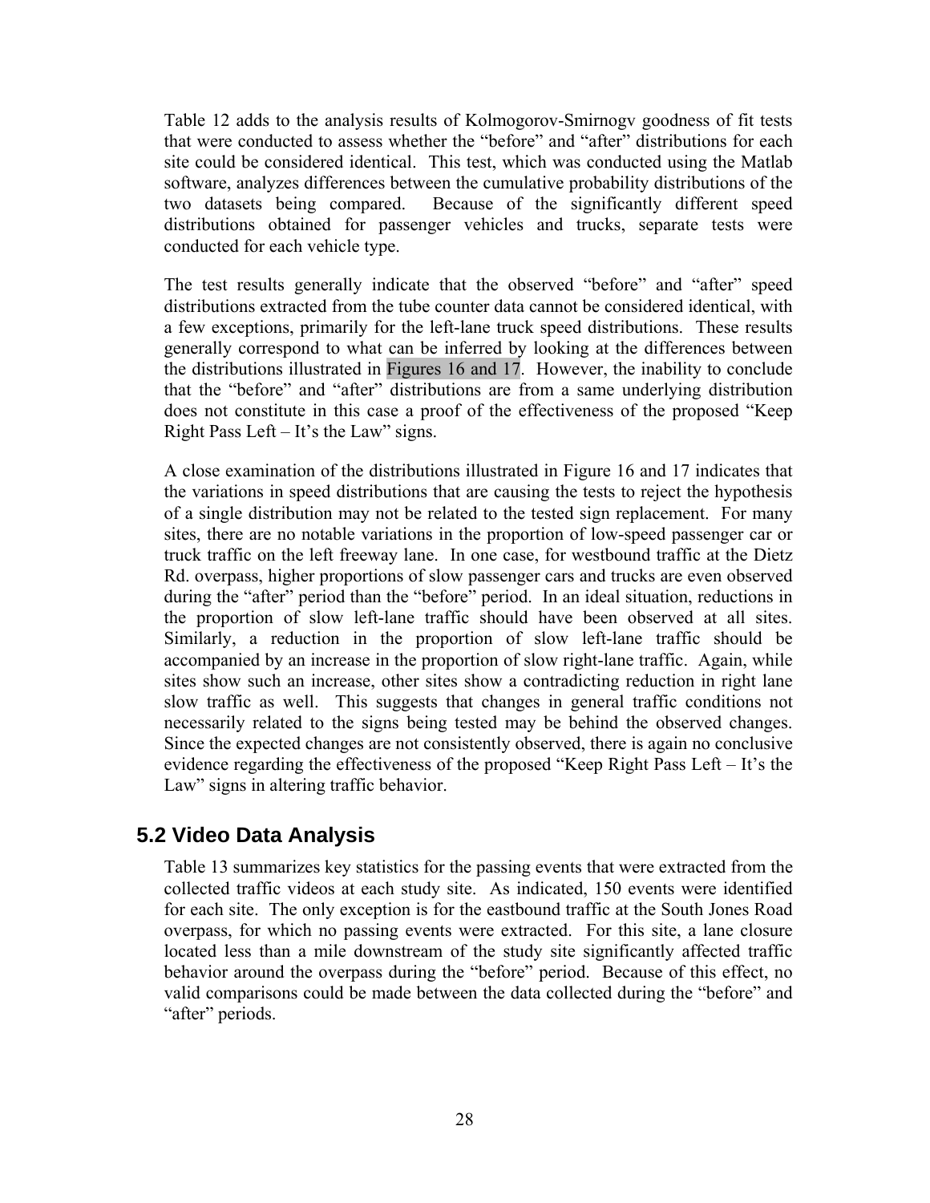Table 12 adds to the analysis results of Kolmogorov-Smirnogv goodness of fit tests that were conducted to assess whether the "before" and "after" distributions for each site could be considered identical. This test, which was conducted using the Matlab software, analyzes differences between the cumulative probability distributions of the two datasets being compared. Because of the significantly different speed distributions obtained for passenger vehicles and trucks, separate tests were conducted for each vehicle type.

The test results generally indicate that the observed "before" and "after" speed distributions extracted from the tube counter data cannot be considered identical, with a few exceptions, primarily for the left-lane truck speed distributions. These results generally correspond to what can be inferred by looking at the differences between the distributions illustrated in Figures 16 and 17. However, the inability to conclude that the "before" and "after" distributions are from a same underlying distribution does not constitute in this case a proof of the effectiveness of the proposed "Keep Right Pass Left – It's the Law" signs.

A close examination of the distributions illustrated in Figure 16 and 17 indicates that the variations in speed distributions that are causing the tests to reject the hypothesis of a single distribution may not be related to the tested sign replacement. For many sites, there are no notable variations in the proportion of low-speed passenger car or truck traffic on the left freeway lane. In one case, for westbound traffic at the Dietz Rd. overpass, higher proportions of slow passenger cars and trucks are even observed during the "after" period than the "before" period. In an ideal situation, reductions in the proportion of slow left-lane traffic should have been observed at all sites. Similarly, a reduction in the proportion of slow left-lane traffic should be accompanied by an increase in the proportion of slow right-lane traffic. Again, while sites show such an increase, other sites show a contradicting reduction in right lane slow traffic as well. This suggests that changes in general traffic conditions not necessarily related to the signs being tested may be behind the observed changes. Since the expected changes are not consistently observed, there is again no conclusive evidence regarding the effectiveness of the proposed "Keep Right Pass Left – It's the Law" signs in altering traffic behavior.

## 5.2 Video Data Analysis

Table 13 summarizes key statistics for the passing events that were extracted from the collected traffic videos at each study site. As indicated, 150 events were identified for each site. The only exception is for the eastbound traffic at the South Jones Road overpass, for which no passing events were extracted. For this site, a lane closure located less than a mile downstream of the study site significantly affected traffic behavior around the overpass during the "before" period. Because of this effect, no valid comparisons could be made between the data collected during the "before" and "after" periods.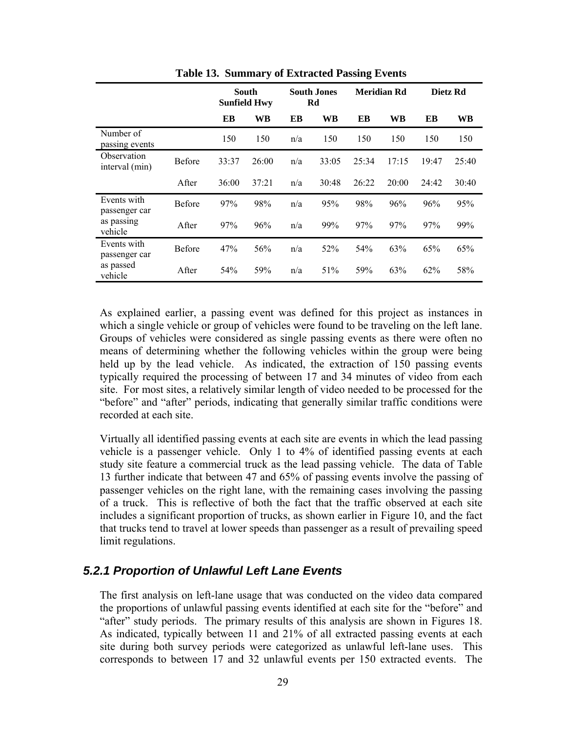**Table 13. Summary of Extracted Passing Events**

| | | South Sunfield Hwy | | South Jones Rd | | Meridian Rd | | Dietz Rd | |
|---|---|---|---|---|---|---|---|---|---|
| | | EB | WB | EB | WB | EB | WB | EB | WB |
| Number of passing events | | 150 | 150 | n/a | 150 | 150 | 150 | 150 | 150 |
| Observation interval (min) | Before | 33:37 | 26:00 | n/a | 33:05 | 25:34 | 17:15 | 19:47 | 25:40 |
| | After | 36:00 | 37:21 | n/a | 30:48 | 26:22 | 20:00 | 24:42 | 30:40 |
| Events with passenger car as passing vehicle | Before | 97% | 98% | n/a | 95% | 98% | 96% | 96% | 95% |
| | After | 97% | 96% | n/a | 99% | 97% | 97% | 97% | 99% |
| Events with passenger car as passed vehicle | Before | 47% | 56% | n/a | 52% | 54% | 63% | 65% | 65% |
| | After | 54% | 59% | n/a | 51% | 59% | 63% | 62% | 58% |

As explained earlier, a passing event was defined for this project as instances in which a single vehicle or group of vehicles were found to be traveling on the left lane. Groups of vehicles were considered as single passing events as there were often no means of determining whether the following vehicles within the group were being held up by the lead vehicle. As indicated, the extraction of 150 passing events typically required the processing of between 17 and 34 minutes of video from each site. For most sites, a relatively similar length of video needed to be processed for the "before" and "after" periods, indicating that generally similar traffic conditions were recorded at each site.

Virtually all identified passing events at each site are events in which the lead passing vehicle is a passenger vehicle. Only 1 to 4% of identified passing events at each study site feature a commercial truck as the lead passing vehicle. The data of Table 13 further indicate that between 47 and 65% of passing events involve the passing of passenger vehicles on the right lane, with the remaining cases involving the passing of a truck. This is reflective of both the fact that the traffic observed at each site includes a significant proportion of trucks, as shown earlier in Figure 10, and the fact that trucks tend to travel at lower speeds than passenger as a result of prevailing speed limit regulations.

### *5.2.1 Proportion of Unlawful Left Lane Events*

The first analysis on left-lane usage that was conducted on the video data compared the proportions of unlawful passing events identified at each site for the "before" and "after" study periods. The primary results of this analysis are shown in Figures 18. As indicated, typically between 11 and 21% of all extracted passing events at each site during both survey periods were categorized as unlawful left-lane uses. This corresponds to between 17 and 32 unlawful events per 150 extracted events. The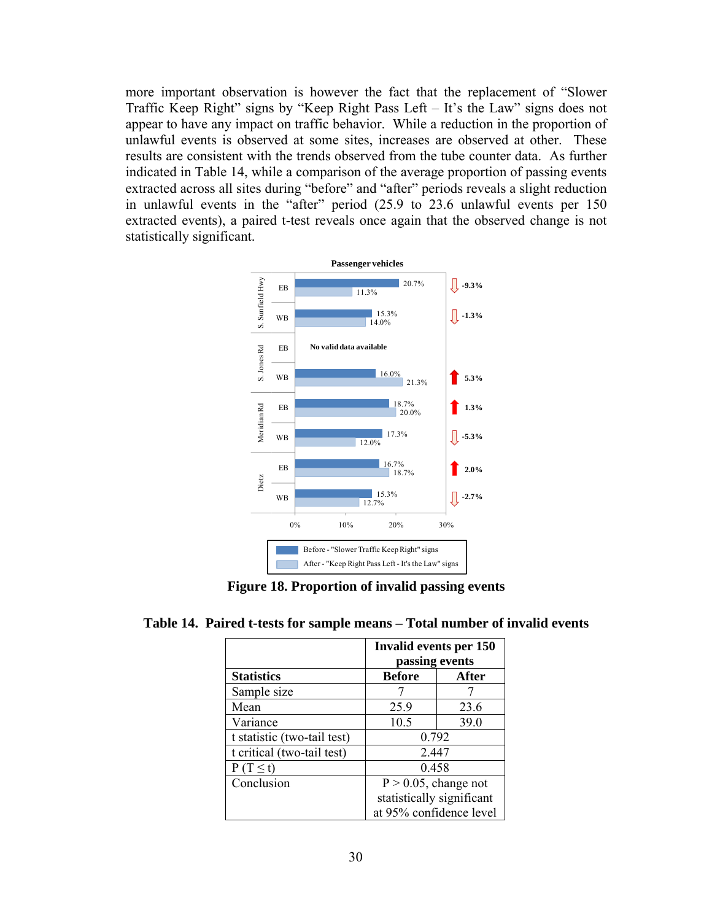more important observation is however the fact that the replacement of "Slower Traffic Keep Right" signs by "Keep Right Pass Left – It's the Law" signs does not appear to have any impact on traffic behavior. While a reduction in the proportion of unlawful events is observed at some sites, increases are observed at other. These results are consistent with the trends observed from the tube counter data. As further indicated in Table 14, while a comparison of the average proportion of passing events extracted across all sites during "before" and "after" periods reveals a slight reduction in unlawful events in the "after" period (25.9 to 23.6 unlawful events per 150 extracted events), a paired t-test reveals once again that the observed change is not statistically significant.

**Figure 18. Proportion of invalid passing events**

**Table 14. Paired t-tests for sample means – Total number of invalid events**

| | Invalid events per 150 passing events | |
|---|---|---|
| **Statistics** | **Before** | **After** |
| Sample size | 7 | 7 |
| Mean | 25.9 | 23.6 |
| Variance | 10.5 | 39.0 |
| t statistic (two-tail test) | 0.792 | |
| t critical (two-tail test) | 2.447 | |
| P (T ≤ t) | 0.458 | |
| Conclusion | P > 0.05, change not statistically significant at 95% confidence level | |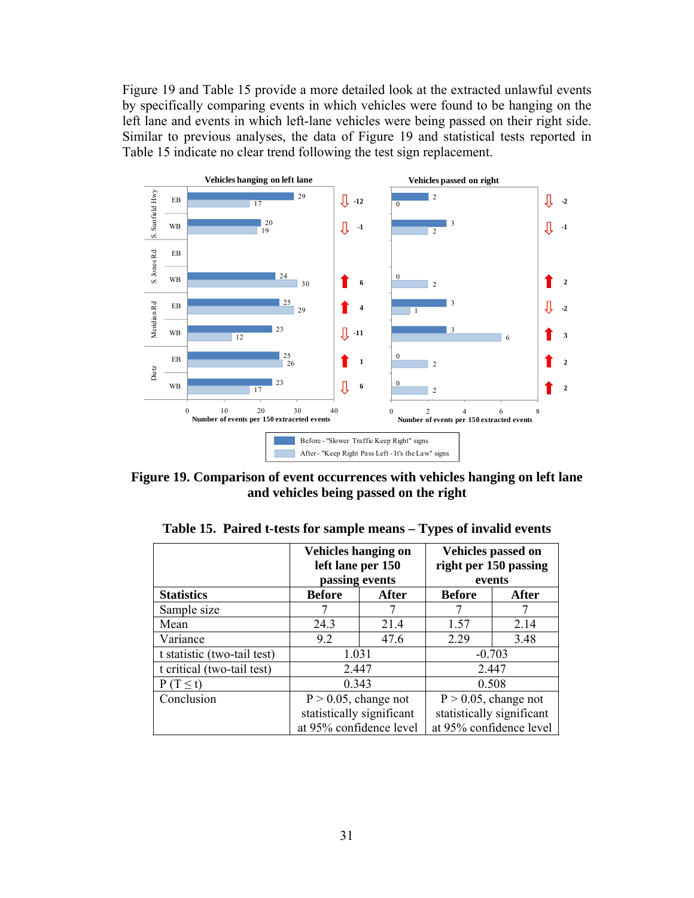Figure 19 and Table 15 provide a more detailed look at the extracted unlawful events by specifically comparing events in which vehicles were found to be hanging on the left lane and events in which left-lane vehicles were being passed on their right side. Similar to previous analyses, the data of Figure 19 and statistical tests reported in Table 15 indicate no clear trend following the test sign replacement.

**Figure 19. Comparison of event occurrences with vehicles hanging on left lane and vehicles being passed on the right**

**Table 15. Paired t-tests for sample means – Types of invalid events**

| | Vehicles hanging on left lane per 150 passing events | | Vehicles passed on right per 150 passing events | |
|---|---|---|---|---|
| **Statistics** | **Before** | **After** | **Before** | **After** |
| Sample size | 7 | 7 | 7 | 7 |
| Mean | 24.3 | 21.4 | 1.57 | 2.14 |
| Variance | 9.2 | 47.6 | 2.29 | 3.48 |
| t statistic (two-tail test) | 1.031 | | -0.703 | |
| t critical (two-tail test) | 2.447 | | 2.447 | |
| P (T ≤ t) | 0.343 | | 0.508 | |
| Conclusion | P > 0.05, change not statistically significant at 95% confidence level | | P > 0.05, change not statistically significant at 95% confidence level | |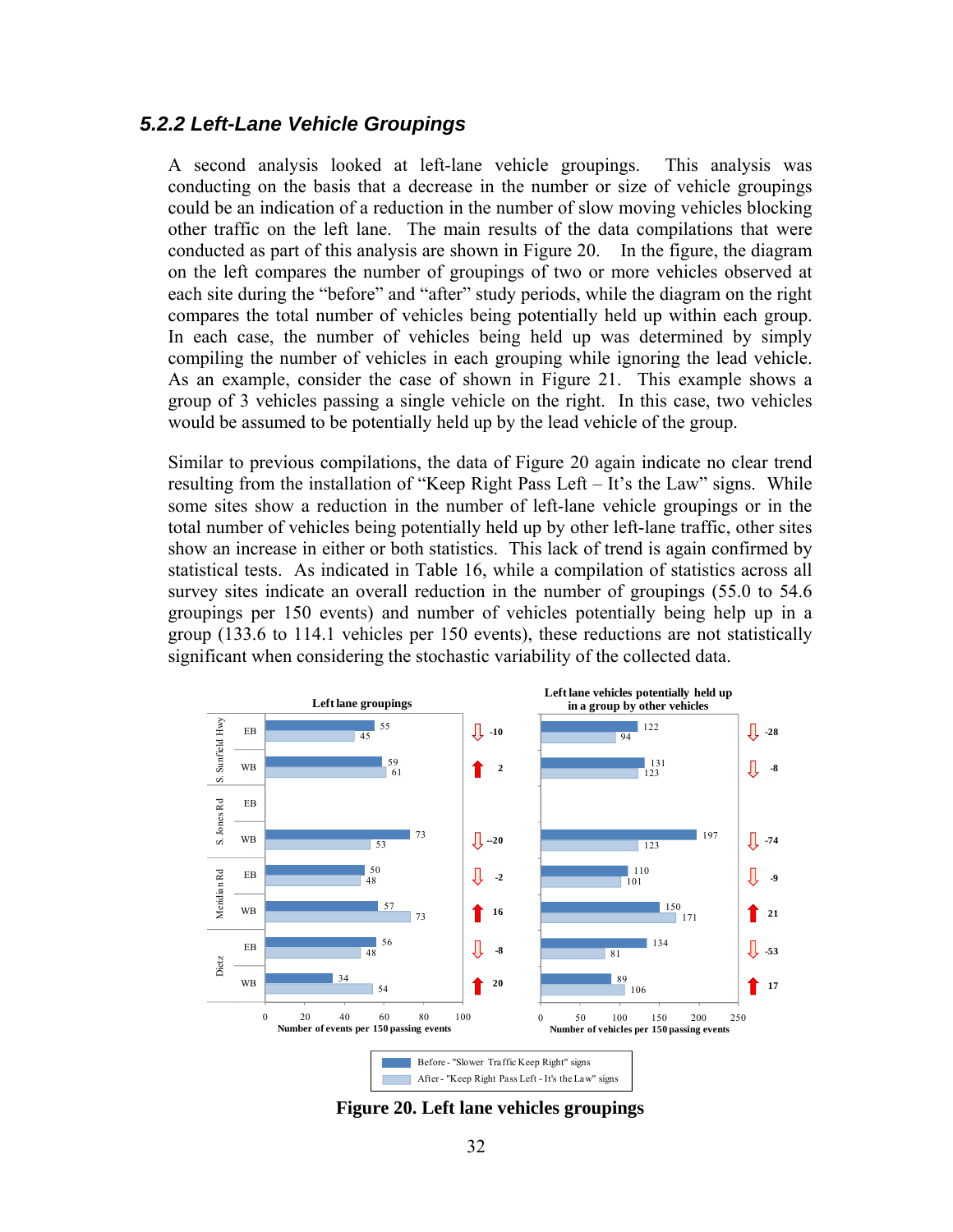### *5.2.2 Left-Lane Vehicle Groupings*

A second analysis looked at left-lane vehicle groupings. This analysis was conducting on the basis that a decrease in the number or size of vehicle groupings could be an indication of a reduction in the number of slow moving vehicles blocking other traffic on the left lane. The main results of the data compilations that were conducted as part of this analysis are shown in Figure 20. In the figure, the diagram on the left compares the number of groupings of two or more vehicles observed at each site during the "before" and "after" study periods, while the diagram on the right compares the total number of vehicles being potentially held up within each group. In each case, the number of vehicles being held up was determined by simply compiling the number of vehicles in each grouping while ignoring the lead vehicle. As an example, consider the case of shown in Figure 21. This example shows a group of 3 vehicles passing a single vehicle on the right. In this case, two vehicles would be assumed to be potentially held up by the lead vehicle of the group.

Similar to previous compilations, the data of Figure 20 again indicate no clear trend resulting from the installation of "Keep Right Pass Left – It's the Law" signs. While some sites show a reduction in the number of left-lane vehicle groupings or in the total number of vehicles being potentially held up by other left-lane traffic, other sites show an increase in either or both statistics. This lack of trend is again confirmed by statistical tests. As indicated in Table 16, while a compilation of statistics across all survey sites indicate an overall reduction in the number of groupings (55.0 to 54.6 groupings per 150 events) and number of vehicles potentially being help up in a group (133.6 to 114.1 vehicles per 150 events), these reductions are not statistically significant when considering the stochastic variability of the collected data.

| Site | Direction | Left lane groupings – Before ("Slower Traffic Keep Right" signs) | Left lane groupings – After ("Keep Right Pass Left - It's the Law" signs) | Change | Vehicles potentially held up – Before | Vehicles potentially held up – After | Change |
|---|---|---|---|---|---|---|---|
| S. Sunfield Hwy | EB | 55 | 45 | -10 | 122 | 94 | -28 |
| S. Sunfield Hwy | WB | 59 | 61 | 2 | 131 | 123 | -8 |
| S. Jones Rd | EB | | | | | | |
| S. Jones Rd | WB | 73 | 53 | --20 | 197 | 123 | -74 |
| Meridian Rd | EB | 50 | 48 | -2 | 110 | 101 | -9 |
| Meridian Rd | WB | 57 | 73 | 16 | 150 | 171 | 21 |
| Dietz | EB | 56 | 48 | -8 | 134 | 81 | -53 |
| Dietz | WB | 34 | 54 | 20 | 89 | 106 | 17 |

Left lane groupings: Number of events per 150 passing events. Left lane vehicles potentially held up in a group by other vehicles: Number of vehicles per 150 passing events.

**Figure 20. Left lane vehicles groupings**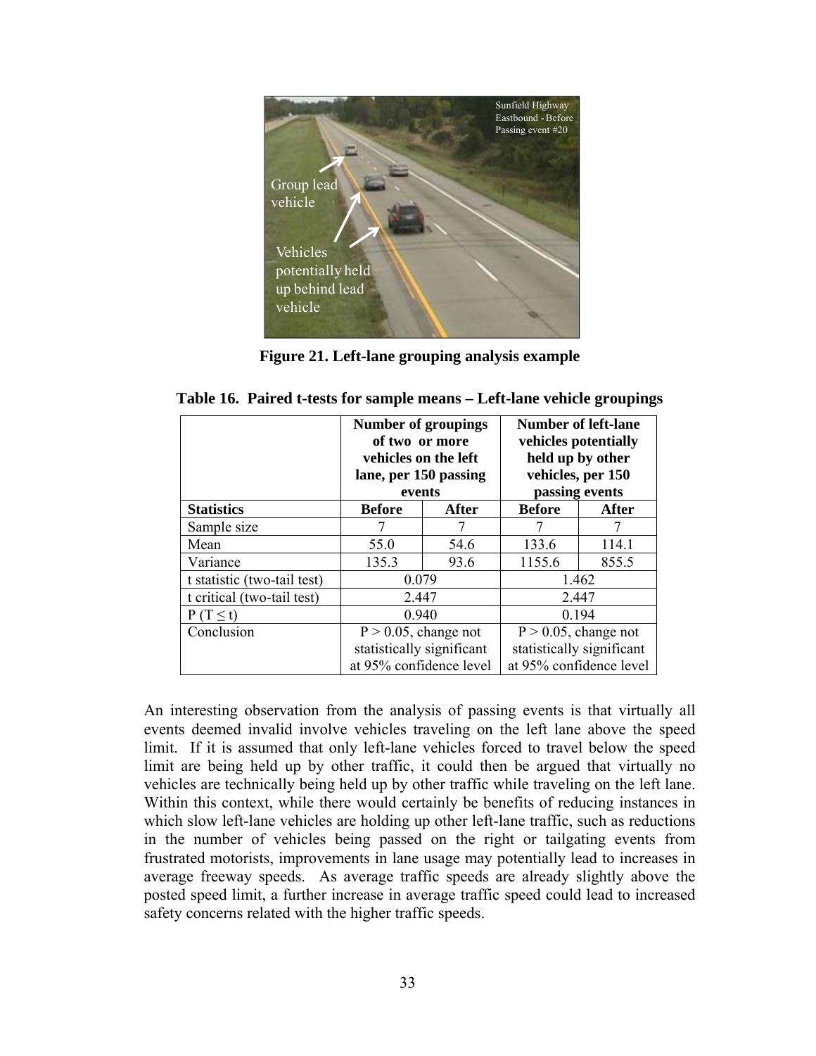**Figure 21. Left-lane grouping analysis example**

**Table 16. Paired t-tests for sample means – Left-lane vehicle groupings**

| | Number of groupings of two or more vehicles on the left lane, per 150 passing events | | Number of left-lane vehicles potentially held up by other vehicles, per 150 passing events | |
|---|---|---|---|---|
| **Statistics** | **Before** | **After** | **Before** | **After** |
| Sample size | 7 | 7 | 7 | 7 |
| Mean | 55.0 | 54.6 | 133.6 | 114.1 |
| Variance | 135.3 | 93.6 | 1155.6 | 855.5 |
| t statistic (two-tail test) | 0.079 | | 1.462 | |
| t critical (two-tail test) | 2.447 | | 2.447 | |
| $P(T \leq t)$ | 0.940 | | 0.194 | |
| Conclusion | $P > 0.05$, change not statistically significant at 95% confidence level | | $P > 0.05$, change not statistically significant at 95% confidence level | |

An interesting observation from the analysis of passing events is that virtually all events deemed invalid involve vehicles traveling on the left lane above the speed limit. If it is assumed that only left-lane vehicles forced to travel below the speed limit are being held up by other traffic, it could then be argued that virtually no vehicles are technically being held up by other traffic while traveling on the left lane. Within this context, while there would certainly be benefits of reducing instances in which slow left-lane vehicles are holding up other left-lane traffic, such as reductions in the number of vehicles being passed on the right or tailgating events from frustrated motorists, improvements in lane usage may potentially lead to increases in average freeway speeds. As average traffic speeds are already slightly above the posted speed limit, a further increase in average traffic speed could lead to increased safety concerns related with the higher traffic speeds.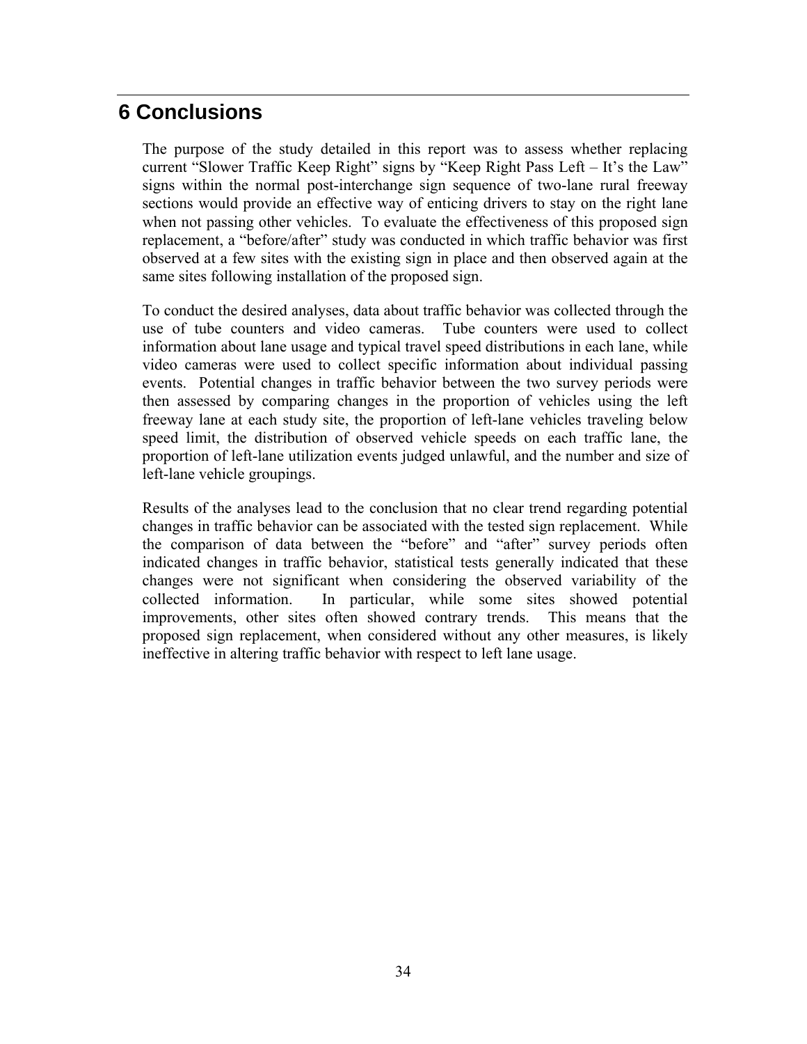# 6 Conclusions

The purpose of the study detailed in this report was to assess whether replacing current "Slower Traffic Keep Right" signs by "Keep Right Pass Left – It's the Law" signs within the normal post-interchange sign sequence of two-lane rural freeway sections would provide an effective way of enticing drivers to stay on the right lane when not passing other vehicles. To evaluate the effectiveness of this proposed sign replacement, a "before/after" study was conducted in which traffic behavior was first observed at a few sites with the existing sign in place and then observed again at the same sites following installation of the proposed sign.

To conduct the desired analyses, data about traffic behavior was collected through the use of tube counters and video cameras. Tube counters were used to collect information about lane usage and typical travel speed distributions in each lane, while video cameras were used to collect specific information about individual passing events. Potential changes in traffic behavior between the two survey periods were then assessed by comparing changes in the proportion of vehicles using the left freeway lane at each study site, the proportion of left-lane vehicles traveling below speed limit, the distribution of observed vehicle speeds on each traffic lane, the proportion of left-lane utilization events judged unlawful, and the number and size of left-lane vehicle groupings.

Results of the analyses lead to the conclusion that no clear trend regarding potential changes in traffic behavior can be associated with the tested sign replacement. While the comparison of data between the "before" and "after" survey periods often indicated changes in traffic behavior, statistical tests generally indicated that these changes were not significant when considering the observed variability of the collected information. In particular, while some sites showed potential improvements, other sites often showed contrary trends. This means that the proposed sign replacement, when considered without any other measures, is likely ineffective in altering traffic behavior with respect to left lane usage.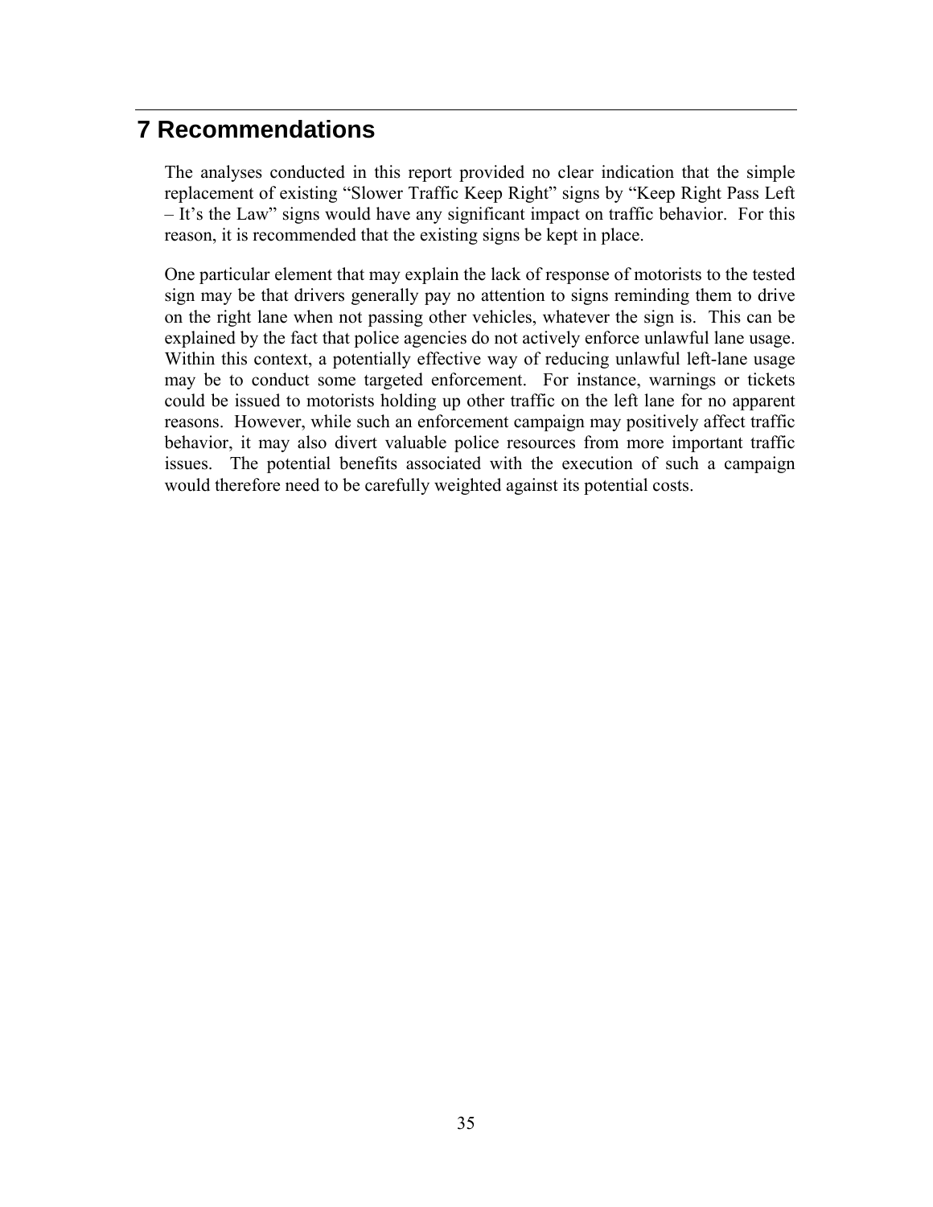# 7 Recommendations

The analyses conducted in this report provided no clear indication that the simple replacement of existing "Slower Traffic Keep Right" signs by "Keep Right Pass Left – It's the Law" signs would have any significant impact on traffic behavior. For this reason, it is recommended that the existing signs be kept in place.

One particular element that may explain the lack of response of motorists to the tested sign may be that drivers generally pay no attention to signs reminding them to drive on the right lane when not passing other vehicles, whatever the sign is. This can be explained by the fact that police agencies do not actively enforce unlawful lane usage. Within this context, a potentially effective way of reducing unlawful left-lane usage may be to conduct some targeted enforcement. For instance, warnings or tickets could be issued to motorists holding up other traffic on the left lane for no apparent reasons. However, while such an enforcement campaign may positively affect traffic behavior, it may also divert valuable police resources from more important traffic issues. The potential benefits associated with the execution of such a campaign would therefore need to be carefully weighted against its potential costs.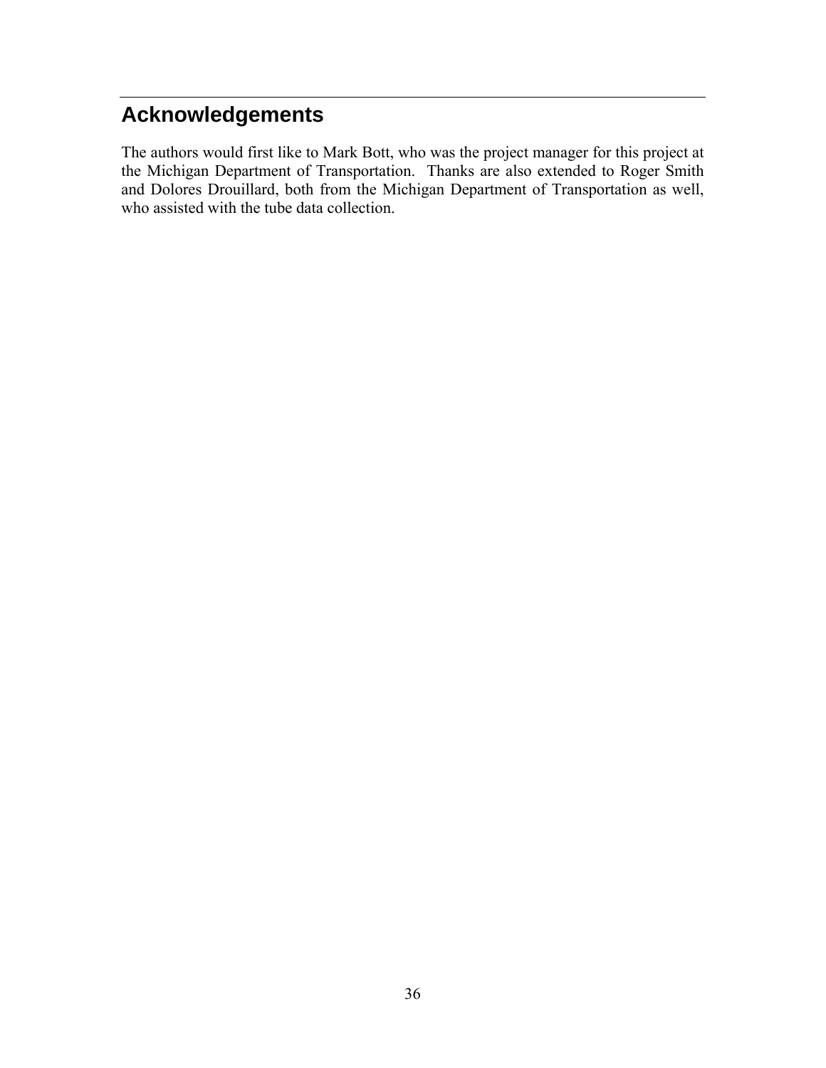## Acknowledgements

The authors would first like to Mark Bott, who was the project manager for this project at the Michigan Department of Transportation. Thanks are also extended to Roger Smith and Dolores Drouillard, both from the Michigan Department of Transportation as well, who assisted with the tube data collection.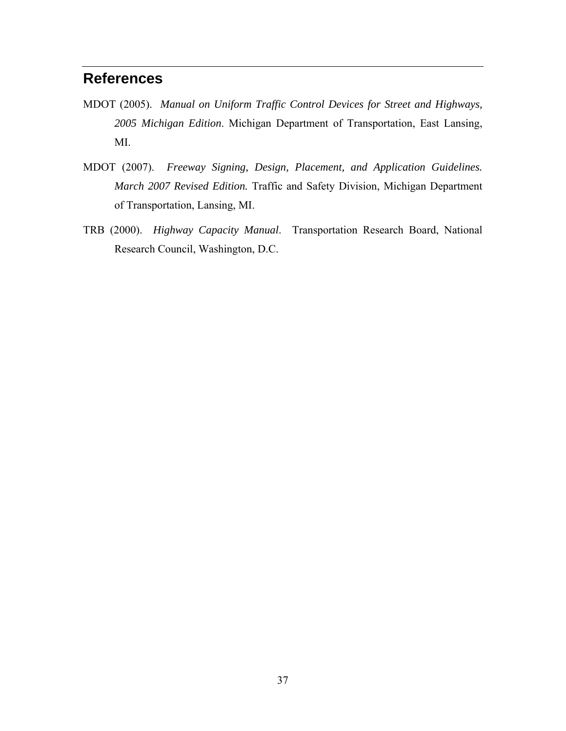## References

MDOT (2005). *Manual on Uniform Traffic Control Devices for Street and Highways, 2005 Michigan Edition*. Michigan Department of Transportation, East Lansing, MI.

MDOT (2007). *Freeway Signing, Design, Placement, and Application Guidelines. March 2007 Revised Edition.* Traffic and Safety Division, Michigan Department of Transportation, Lansing, MI.

TRB (2000). *Highway Capacity Manual*. Transportation Research Board, National Research Council, Washington, D.C.